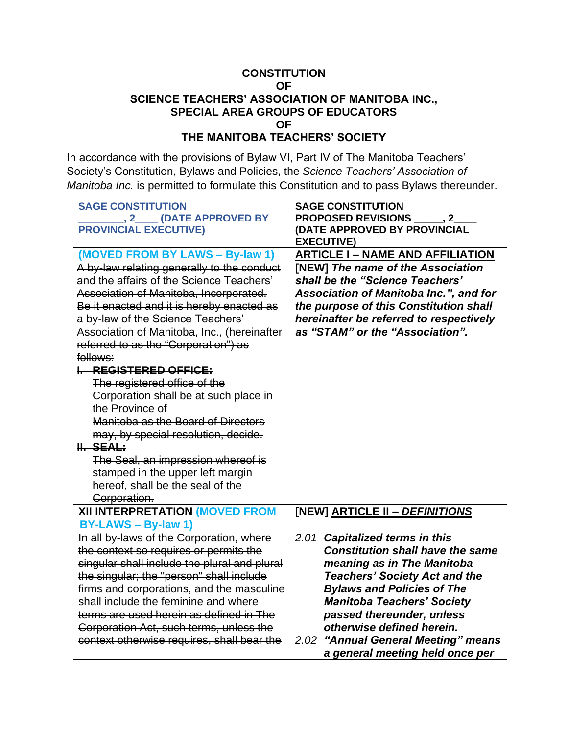**CONSTITUTION**
**OF**
**SCIENCE TEACHERS' ASSOCIATION OF MANITOBA INC.,**
**SPECIAL AREA GROUPS OF EDUCATORS**
**OF**
**THE MANITOBA TEACHERS' SOCIETY**

In accordance with the provisions of Bylaw VI, Part IV of The Manitoba Teachers' Society's Constitution, Bylaws and Policies, the *Science Teachers' Association of Manitoba Inc.* is permitted to formulate this Constitution and to pass Bylaws thereunder.

| **SAGE CONSTITUTION ________, 2____ (DATE APPROVED BY PROVINCIAL EXECUTIVE)** | **SAGE CONSTITUTION PROPOSED REVISIONS _____, 2____ (DATE APPROVED BY PROVINCIAL EXECUTIVE)** |
|---|---|
| **(MOVED FROM BY LAWS – By-law 1)** | **ARTICLE I – NAME AND AFFILIATION** |
| ~~A by-law relating generally to the conduct and the affairs of the Science Teachers' Association of Manitoba, Incorporated. Be it enacted and it is hereby enacted as a by-law of the Science Teachers' Association of Manitoba, Inc., (hereinafter referred to as the "Corporation") as follows:~~<br>~~**I. REGISTERED OFFICE:**~~<br>~~The registered office of the Corporation shall be at such place in the Province of Manitoba as the Board of Directors may, by special resolution, decide.~~<br>~~**II. SEAL:**~~<br>~~The Seal, an impression whereof is stamped in the upper left margin hereof, shall be the seal of the Corporation.~~ | **[NEW]** ***The name of the Association shall be the "Science Teachers' Association of Manitoba Inc.", and for the purpose of this Constitution shall hereinafter be referred to respectively as "STAM" or the "Association".*** |
| **XII INTERPRETATION (MOVED FROM BY-LAWS – By-law 1)** | **[NEW] ARTICLE II – *DEFINITIONS*** |
| ~~In all by-laws of the Corporation, where the context so requires or permits the singular shall include the plural and plural the singular; the "person" shall include firms and corporations, and the masculine shall include the feminine and where terms are used herein as defined in The Corporation Act, such terms, unless the context otherwise requires, shall bear the~~ | *2.01* ***Capitalized terms in this Constitution shall have the same meaning as in The Manitoba Teachers' Society Act and the Bylaws and Policies of The Manitoba Teachers' Society passed thereunder, unless otherwise defined herein.***<br>*2.02* ***"Annual General Meeting" means a general meeting held once per*** |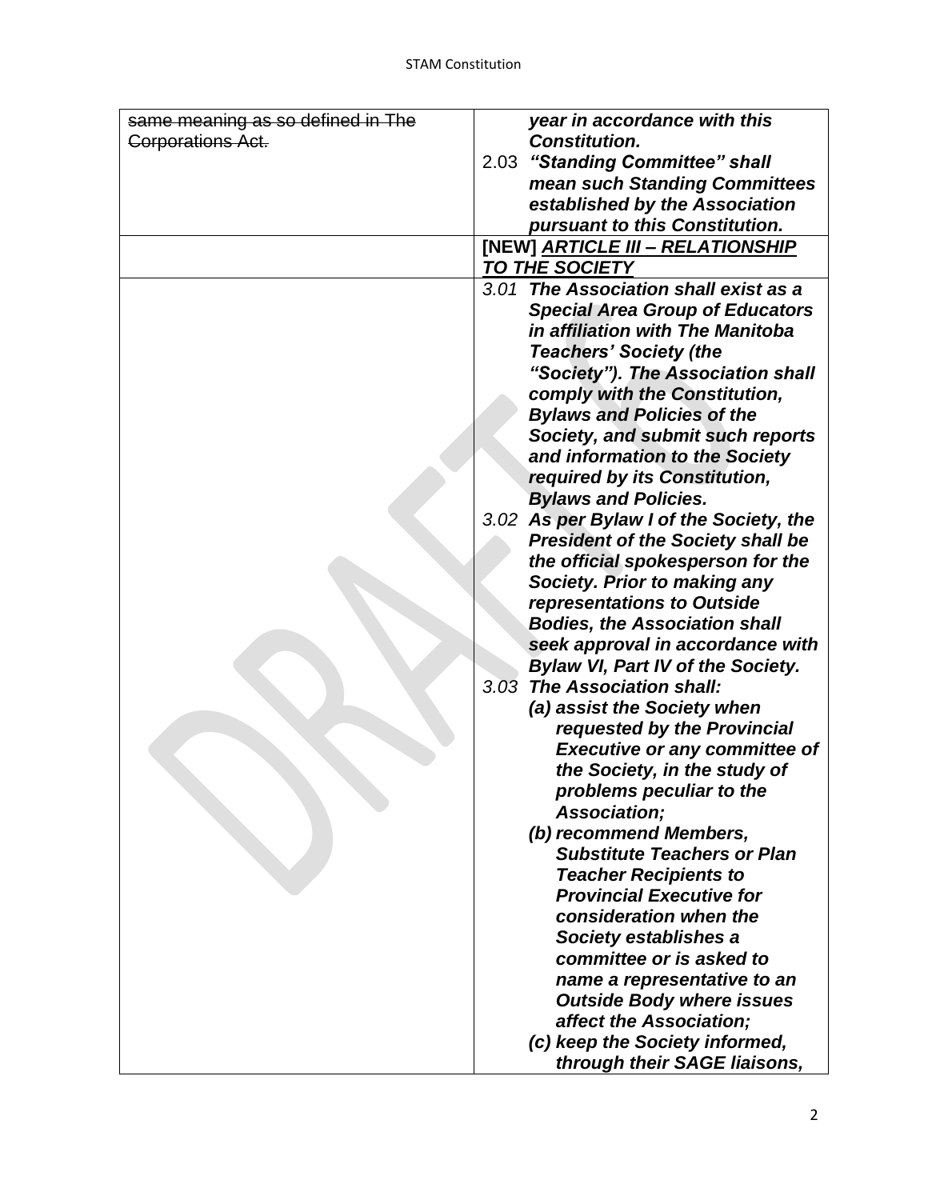| | |
|---|---|
| ~~same meaning as so defined in The Corporations Act.~~ | ***year in accordance with this Constitution.***<br>2.03 ***"Standing Committee" shall mean such Standing Committees established by the Association pursuant to this Constitution.*** |
| | **[NEW] *<u>ARTICLE III – RELATIONSHIP TO THE SOCIETY</u>*** |
| | *3.01* ***The Association shall exist as a Special Area Group of Educators in affiliation with The Manitoba Teachers' Society (the "Society"). The Association shall comply with the Constitution, Bylaws and Policies of the Society, and submit such reports and information to the Society required by its Constitution, Bylaws and Policies.***<br>*3.02* ***As per Bylaw I of the Society, the President of the Society shall be the official spokesperson for the Society. Prior to making any representations to Outside Bodies, the Association shall seek approval in accordance with Bylaw VI, Part IV of the Society.***<br>*3.03* ***The Association shall:***<br>***(a) assist the Society when requested by the Provincial Executive or any committee of the Society, in the study of problems peculiar to the Association;***<br>***(b) recommend Members, Substitute Teachers or Plan Teacher Recipients to Provincial Executive for consideration when the Society establishes a committee or is asked to name a representative to an Outside Body where issues affect the Association;***<br>***(c) keep the Society informed, through their SAGE liaisons,*** |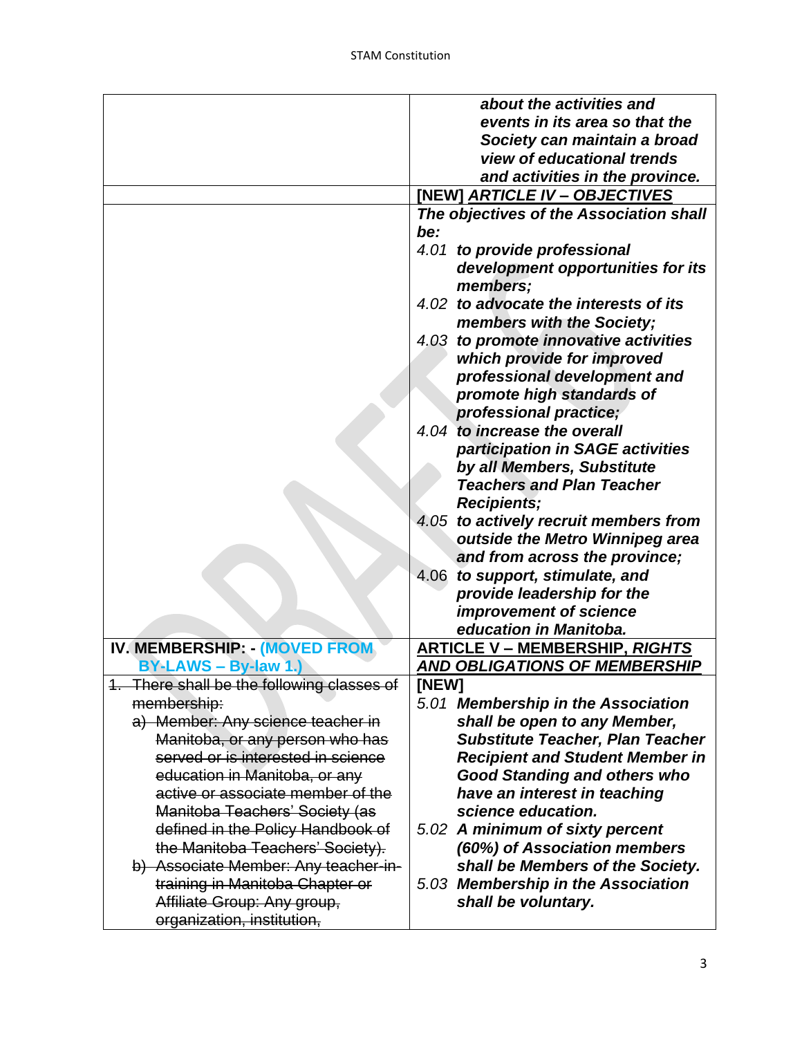| | |
|---|---|
| | ***about the activities and events in its area so that the Society can maintain a broad view of educational trends and activities in the province.*** |
| | **[NEW]** ***ARTICLE IV – OBJECTIVES*** |
| | ***The objectives of the Association shall be:***<br>*4.01* ***to provide professional development opportunities for its members;***<br>*4.02* ***to advocate the interests of its members with the Society;***<br>*4.03* ***to promote innovative activities which provide for improved professional development and promote high standards of professional practice;***<br>*4.04* ***to increase the overall participation in SAGE activities by all Members, Substitute Teachers and Plan Teacher Recipients;***<br>*4.05* ***to actively recruit members from outside the Metro Winnipeg area and from across the province;***<br>4.06 ***to support, stimulate, and provide leadership for the improvement of science education in Manitoba.*** |
| **IV. MEMBERSHIP: - (MOVED FROM BY-LAWS – By-law 1.)** | **ARTICLE V – MEMBERSHIP,** ***RIGHTS AND OBLIGATIONS OF MEMBERSHIP*** |
| ~~1. There shall be the following classes of membership:~~<br>~~a) Member: Any science teacher in Manitoba, or any person who has served or is interested in science education in Manitoba, or any active or associate member of the Manitoba Teachers' Society (as defined in the Policy Handbook of the Manitoba Teachers' Society).~~<br>~~b) Associate Member: Any teacher-in-training in Manitoba Chapter or Affiliate Group: Any group, organization, institution,~~ | **[NEW]**<br>*5.01* ***Membership in the Association shall be open to any Member, Substitute Teacher, Plan Teacher Recipient and Student Member in Good Standing and others who have an interest in teaching science education.***<br>*5.02* ***A minimum of sixty percent (60%) of Association members shall be Members of the Society.***<br>*5.03* ***Membership in the Association shall be voluntary.*** |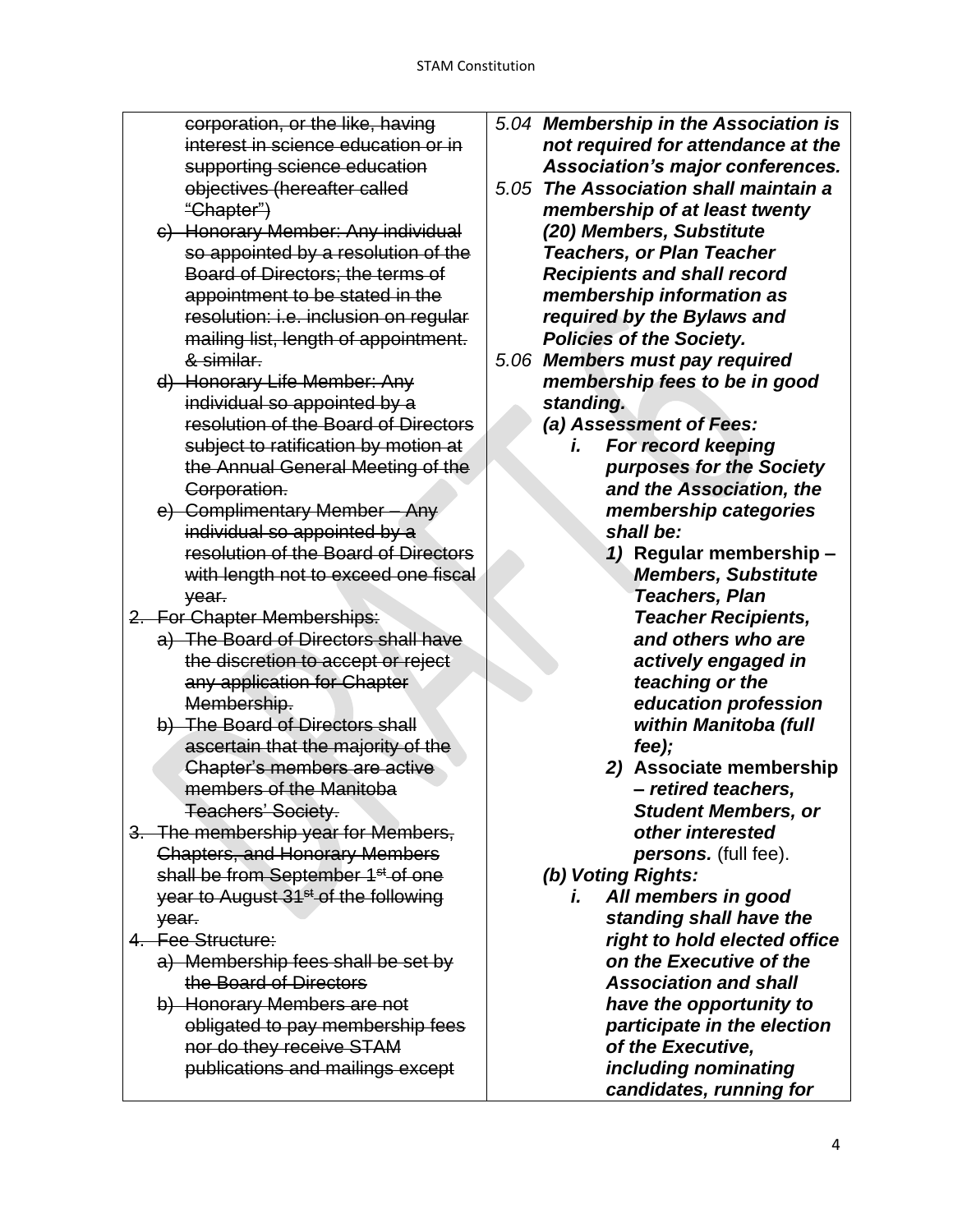| | |
|---|---|
| ~~corporation, or the like, having interest in science education or in supporting science education objectives (hereafter called "Chapter")~~<br>~~c) Honorary Member: Any individual so appointed by a resolution of the Board of Directors; the terms of appointment to be stated in the resolution: i.e. inclusion on regular mailing list, length of appointment. & similar.~~<br>~~d) Honorary Life Member: Any individual so appointed by a resolution of the Board of Directors subject to ratification by motion at the Annual General Meeting of the Corporation.~~<br>~~e) Complimentary Member – Any individual so appointed by a resolution of the Board of Directors with length not to exceed one fiscal year.~~<br>~~2. For Chapter Memberships:~~<br>~~a) The Board of Directors shall have the discretion to accept or reject any application for Chapter Membership.~~<br>~~b) The Board of Directors shall ascertain that the majority of the Chapter's members are active members of the Manitoba Teachers' Society.~~<br>~~3. The membership year for Members, Chapters, and Honorary Members shall be from September 1st of one year to August 31st of the following year.~~<br>~~4. Fee Structure:~~<br>~~a) Membership fees shall be set by the Board of Directors~~<br>~~b) Honorary Members are not obligated to pay membership fees nor do they receive STAM publications and mailings except~~ | *5.04* ***Membership in the Association is not required for attendance at the Association's major conferences.***<br>*5.05* ***The Association shall maintain a membership of at least twenty (20) Members, Substitute Teachers, or Plan Teacher Recipients and shall record membership information as required by the Bylaws and Policies of the Society.***<br>*5.06* ***Members must pay required membership fees to be in good standing.***<br>***(a) Assessment of Fees:***<br>***i. For record keeping purposes for the Society and the Association, the membership categories shall be:***<br>***1)*** **Regular membership –** ***Members, Substitute Teachers, Plan Teacher Recipients, and others who are actively engaged in teaching or the education profession within Manitoba (full fee);***<br>***2)*** **Associate membership** ***– retired teachers, Student Members, or other interested persons.*** (full fee).<br>***(b) Voting Rights:***<br>***i. All members in good standing shall have the right to hold elected office on the Executive of the Association and shall have the opportunity to participate in the election of the Executive, including nominating candidates, running for*** |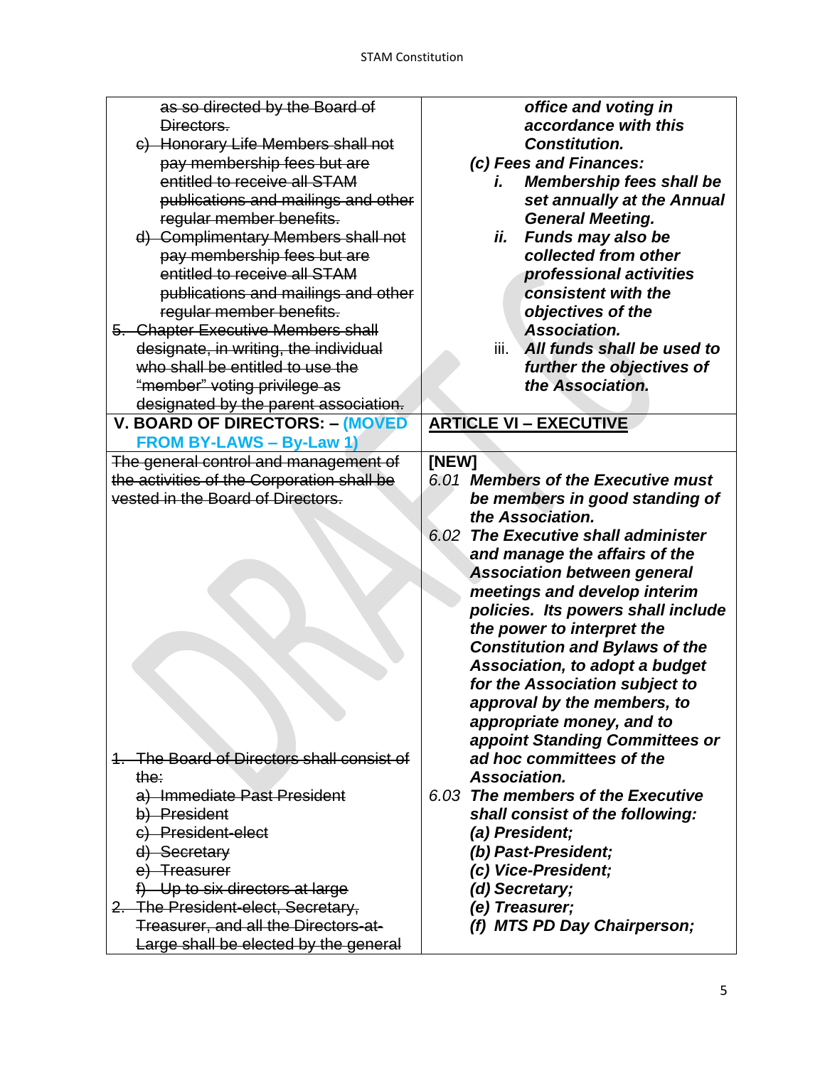| ~~as so directed by the Board of Directors.~~<br>~~c) Honorary Life Members shall not pay membership fees but are entitled to receive all STAM publications and mailings and other regular member benefits.~~<br>~~d) Complimentary Members shall not pay membership fees but are entitled to receive all STAM publications and mailings and other regular member benefits.~~<br>~~5. Chapter Executive Members shall designate, in writing, the individual who shall be entitled to use the "member" voting privilege as designated by the parent association.~~ | ***office and voting in accordance with this Constitution.***<br>***(c) Fees and Finances:***<br>***i. Membership fees shall be set annually at the Annual General Meeting.***<br>***ii. Funds may also be collected from other professional activities consistent with the objectives of the Association.***<br>iii. ***All funds shall be used to further the objectives of the Association.*** |
|---|---|
| **V. BOARD OF DIRECTORS: – (MOVED FROM BY-LAWS – By-Law 1)** | **ARTICLE VI – EXECUTIVE** |
| ~~The general control and management of the activities of the Corporation shall be vested in the Board of Directors.~~<br>~~1. The Board of Directors shall consist of the:~~<br>~~a) Immediate Past President~~<br>~~b) President~~<br>~~c) President-elect~~<br>~~d) Secretary~~<br>~~e) Treasurer~~<br>~~f) Up to six directors at large~~<br>~~2. The President-elect, Secretary, Treasurer, and all the Directors-at-Large shall be elected by the general~~ | **[NEW]**<br>*6.01* ***Members of the Executive must be members in good standing of the Association.***<br>*6.02* ***The Executive shall administer and manage the affairs of the Association between general meetings and develop interim policies. Its powers shall include the power to interpret the Constitution and Bylaws of the Association, to adopt a budget for the Association subject to approval by the members, to appropriate money, and to appoint Standing Committees or ad hoc committees of the Association.***<br>*6.03* ***The members of the Executive shall consist of the following:***<br>***(a) President;***<br>***(b) Past-President;***<br>***(c) Vice-President;***<br>***(d) Secretary;***<br>***(e) Treasurer;***<br>***(f) MTS PD Day Chairperson;*** |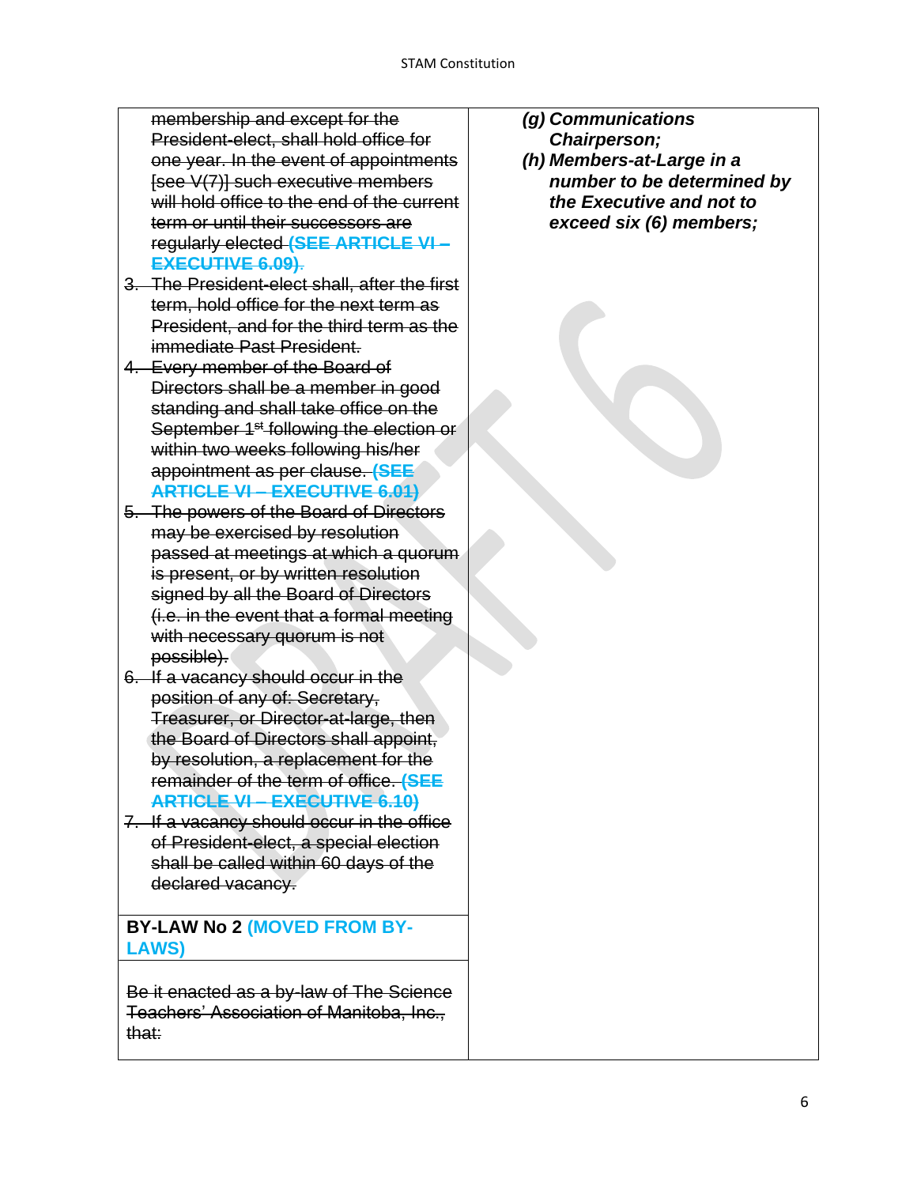| | |
|---|---|
| ~~membership and except for the President-elect, shall hold office for one year. In the event of appointments [see V(7)] such executive members will hold office to the end of the current term or until their successors are regularly elected~~ ~~**(SEE ARTICLE VI – EXECUTIVE 6.09)**~~.<br>3. ~~The President-elect shall, after the first term, hold office for the next term as President, and for the third term as the immediate Past President.~~<br>4. ~~Every member of the Board of Directors shall be a member in good standing and shall take office on the September 1st following the election or within two weeks following his/her appointment as per clause.~~ ~~**(SEE ARTICLE VI – EXECUTIVE 6.01)**~~<br>5. ~~The powers of the Board of Directors may be exercised by resolution passed at meetings at which a quorum is present, or by written resolution signed by all the Board of Directors (i.e. in the event that a formal meeting with necessary quorum is not possible).~~<br>6. ~~If a vacancy should occur in the position of any of: Secretary, Treasurer, or Director-at-large, then the Board of Directors shall appoint, by resolution, a replacement for the remainder of the term of office.~~ ~~**(SEE ARTICLE VI – EXECUTIVE 6.10)**~~<br>7. ~~If a vacancy should occur in the office of President-elect, a special election shall be called within 60 days of the declared vacancy.~~ | ***(g) Communications Chairperson;***<br>***(h) Members-at-Large in a number to be determined by the Executive and not to exceed six (6) members;*** |
| **BY-LAW No 2 (MOVED FROM BY-LAWS)** | |
| ~~Be it enacted as a by-law of The Science Teachers' Association of Manitoba, Inc., that:~~ | |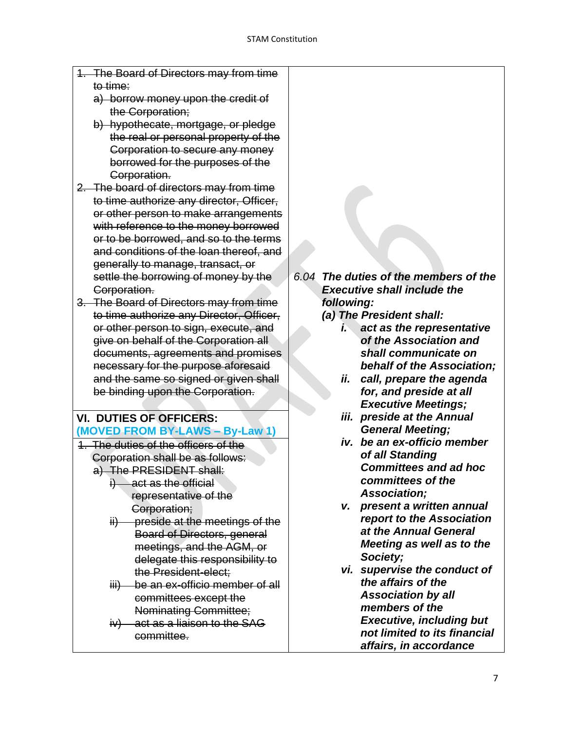| | |
|---|---|
| ~~1. The Board of Directors may from time to time:~~<br>~~a) borrow money upon the credit of the Corporation;~~<br>~~b) hypothecate, mortgage, or pledge the real or personal property of the Corporation to secure any money borrowed for the purposes of the Corporation.~~<br>~~2. The board of directors may from time to time authorize any director, Officer, or other person to make arrangements with reference to the money borrowed or to be borrowed, and so to the terms and conditions of the loan thereof, and generally to manage, transact, or settle the borrowing of money by the Corporation.~~<br>~~3. The Board of Directors may from time to time authorize any Director, Officer, or other person to sign, execute, and give on behalf of the Corporation all documents, agreements and promises necessary for the purpose aforesaid and the same so signed or given shall be binding upon the Corporation.~~ | |
| **VI. DUTIES OF OFFICERS:**<br>**(MOVED FROM BY-LAWS – By-Law 1)** | 6.04 ***The duties of the members of the Executive shall include the following:***<br>***(a) The President shall:***<br>***i. act as the representative of the Association and shall communicate on behalf of the Association;***<br>***ii. call, prepare the agenda for, and preside at all Executive Meetings;***<br>***iii. preside at the Annual General Meeting;***<br>***iv. be an ex-officio member of all Standing Committees and ad hoc committees of the Association;***<br>***v. present a written annual report to the Association at the Annual General Meeting as well as to the Society;***<br>***vi. supervise the conduct of the affairs of the Association by all members of the Executive, including but not limited to its financial affairs, in accordance*** |
| ~~1. The duties of the officers of the Corporation shall be as follows:~~<br>~~a) The PRESIDENT shall:~~<br>~~i) act as the official representative of the Corporation;~~<br>~~ii) preside at the meetings of the Board of Directors, general meetings, and the AGM, or delegate this responsibility to the President-elect;~~<br>~~iii) be an ex-officio member of all committees except the Nominating Committee;~~<br>~~iv) act as a liaison to the SAG committee.~~ | |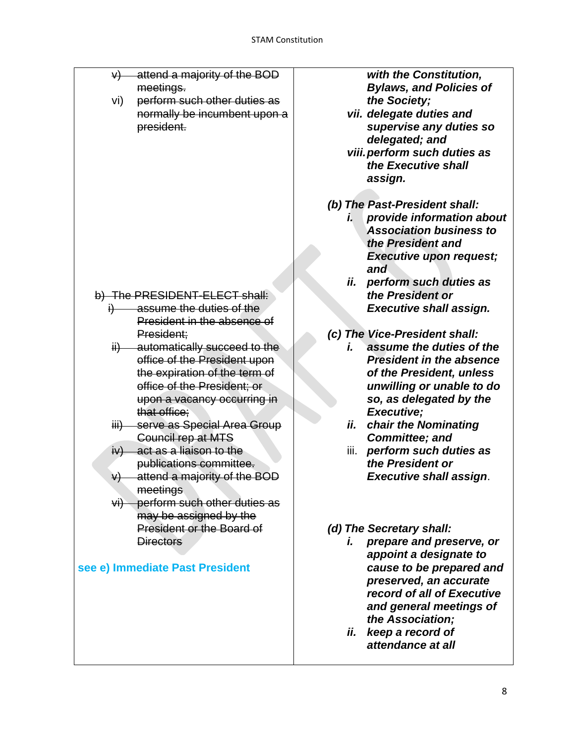| | |
|---|---|
| ~~v) attend a majority of the BOD meetings.~~<br>~~vi) perform such other duties as normally be incumbent upon a president.~~<br><br>~~b) The PRESIDENT-ELECT shall:~~<br>~~i) assume the duties of the President in the absence of President;~~<br>~~ii) automatically succeed to the office of the President upon the expiration of the term of office of the President; or upon a vacancy occurring in that office;~~<br>~~iii) serve as Special Area Group Council rep at MTS~~<br>~~iv) act as a liaison to the publications committee.~~<br>~~v) attend a majority of the BOD meetings~~<br>~~vi) perform such other duties as may be assigned by the President or the Board of Directors~~<br><br>**see e) Immediate Past President** | ***with the Constitution, Bylaws, and Policies of the Society;***<br>***vii. delegate duties and supervise any duties so delegated; and***<br>***viii. perform such duties as the Executive shall assign.***<br><br>***(b) The Past-President shall:***<br>***i. provide information about Association business to the President and Executive upon request; and***<br>***ii. perform such duties as the President or Executive shall assign.***<br><br>***(c) The Vice-President shall:***<br>***i. assume the duties of the President in the absence of the President, unless unwilling or unable to do so, as delegated by the Executive;***<br>***ii. chair the Nominating Committee; and***<br>iii. ***perform such duties as the President or Executive shall assign***.<br><br>***(d) The Secretary shall:***<br>***i. prepare and preserve, or appoint a designate to cause to be prepared and preserved, an accurate record of all of Executive and general meetings of the Association;***<br>***ii. keep a record of attendance at all*** |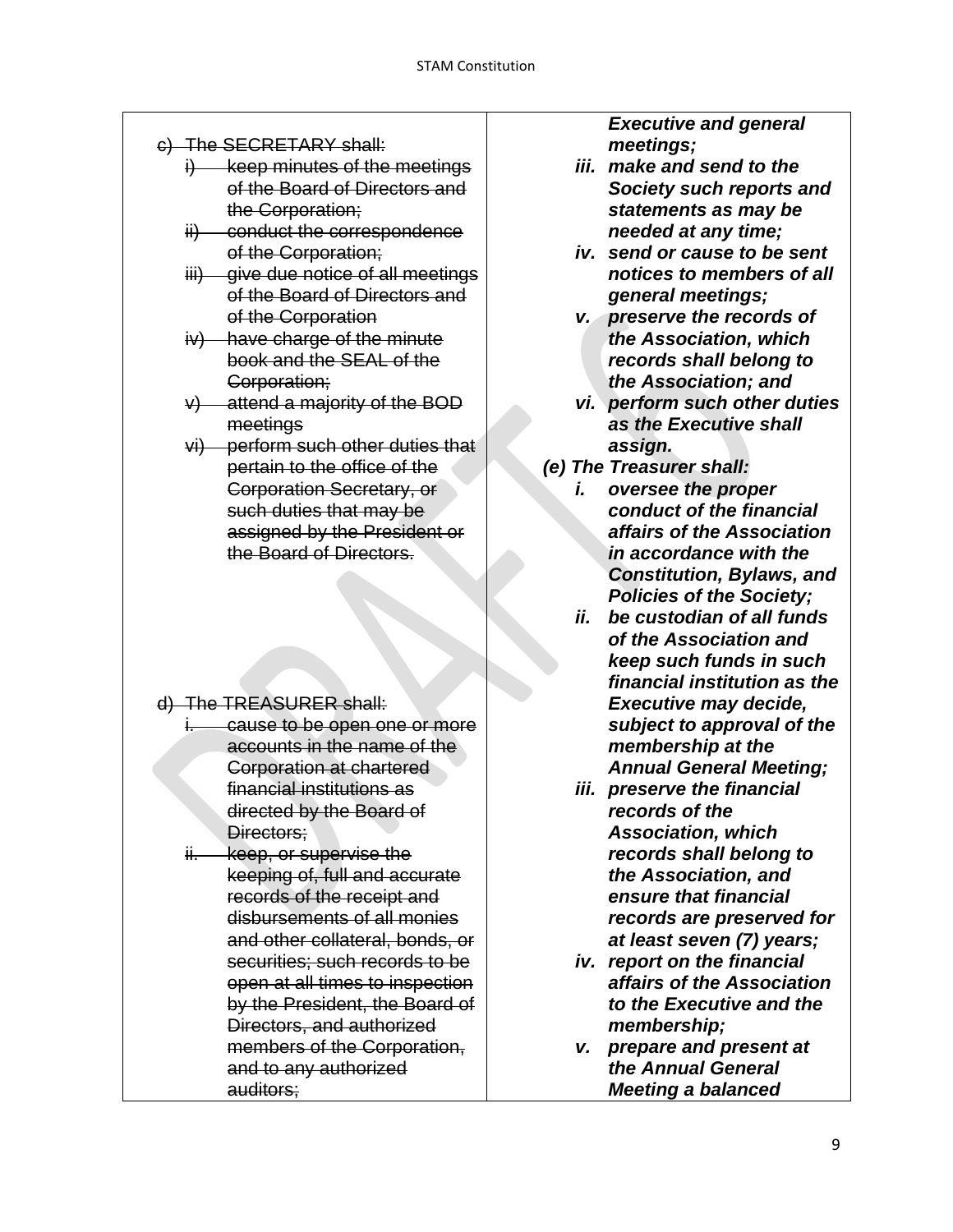| | |
|---|---|
| ~~c) The SECRETARY shall:~~<br>~~i) keep minutes of the meetings of the Board of Directors and the Corporation;~~<br>~~ii) conduct the correspondence of the Corporation;~~<br>~~iii) give due notice of all meetings of the Board of Directors and of the Corporation~~<br>~~iv) have charge of the minute book and the SEAL of the Corporation;~~<br>~~v) attend a majority of the BOD meetings~~<br>~~vi) perform such other duties that pertain to the office of the Corporation Secretary, or such duties that may be assigned by the President or the Board of Directors.~~ | ***Executive and general meetings;***<br>***iii. make and send to the Society such reports and statements as may be needed at any time;***<br>***iv. send or cause to be sent notices to members of all general meetings;***<br>***v. preserve the records of the Association, which records shall belong to the Association; and***<br>***vi. perform such other duties as the Executive shall assign.*** |
| ~~d) The TREASURER shall:~~<br>~~i. cause to be open one or more accounts in the name of the Corporation at chartered financial institutions as directed by the Board of Directors;~~<br>~~ii. keep, or supervise the keeping of, full and accurate records of the receipt and disbursements of all monies and other collateral, bonds, or securities; such records to be open at all times to inspection by the President, the Board of Directors, and authorized members of the Corporation, and to any authorized auditors;~~ | ***(e) The Treasurer shall:***<br>***i. oversee the proper conduct of the financial affairs of the Association in accordance with the Constitution, Bylaws, and Policies of the Society;***<br>***ii. be custodian of all funds of the Association and keep such funds in such financial institution as the Executive may decide, subject to approval of the membership at the Annual General Meeting;***<br>***iii. preserve the financial records of the Association, which records shall belong to the Association, and ensure that financial records are preserved for at least seven (7) years;***<br>***iv. report on the financial affairs of the Association to the Executive and the membership;***<br>***v. prepare and present at the Annual General Meeting a balanced*** |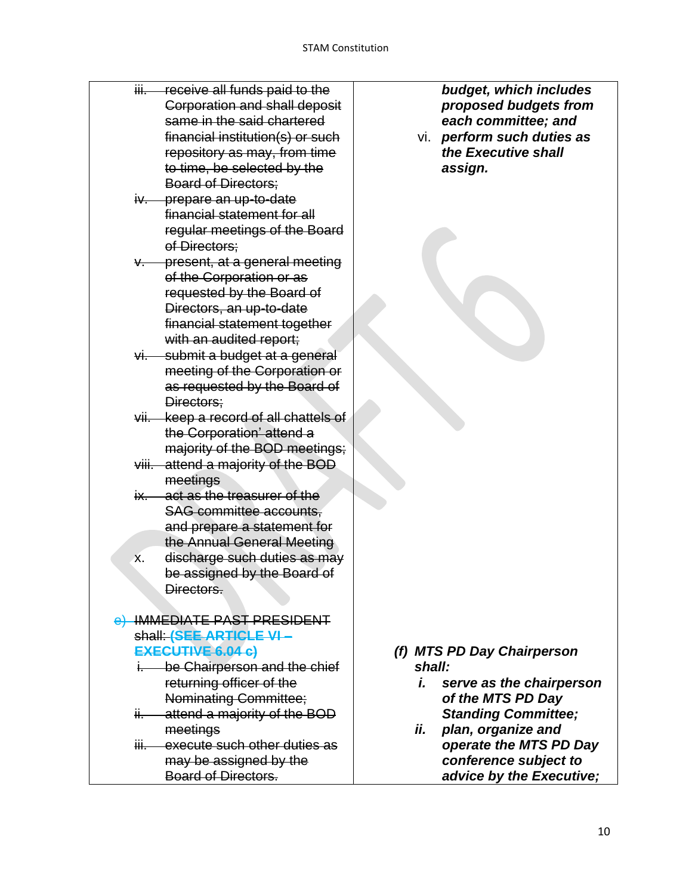| | |
|---|---|
| ~~iii. receive all funds paid to the Corporation and shall deposit same in the said chartered financial institution(s) or such repository as may, from time to time, be selected by the Board of Directors;~~<br>~~iv. prepare an up-to-date financial statement for all regular meetings of the Board of Directors;~~<br>~~v. present, at a general meeting of the Corporation or as requested by the Board of Directors, an up-to-date financial statement together with an audited report;~~<br>~~vi. submit a budget at a general meeting of the Corporation or as requested by the Board of Directors;~~<br>~~vii. keep a record of all chattels of the Corporation' attend a majority of the BOD meetings;~~<br>~~viii. attend a majority of the BOD meetings~~<br>~~ix. act as the treasurer of the SAG committee accounts, and prepare a statement for the Annual General Meeting~~<br>x. ~~discharge such duties as may be assigned by the Board of Directors.~~<br><br>~~e) IMMEDIATE PAST PRESIDENT~~ shall: **~~(SEE ARTICLE VI – EXECUTIVE 6.04 c)~~**<br>~~i. be Chairperson and the chief returning officer of the Nominating Committee;~~<br>~~ii. attend a majority of the BOD meetings~~<br>~~iii. execute such other duties as may be assigned by the Board of Directors.~~ | ***budget, which includes proposed budgets from each committee; and***<br>vi. ***perform such duties as the Executive shall assign.***<br><br>***(f) MTS PD Day Chairperson shall:***<br>***i. serve as the chairperson of the MTS PD Day Standing Committee;***<br>***ii. plan, organize and operate the MTS PD Day conference subject to advice by the Executive;*** |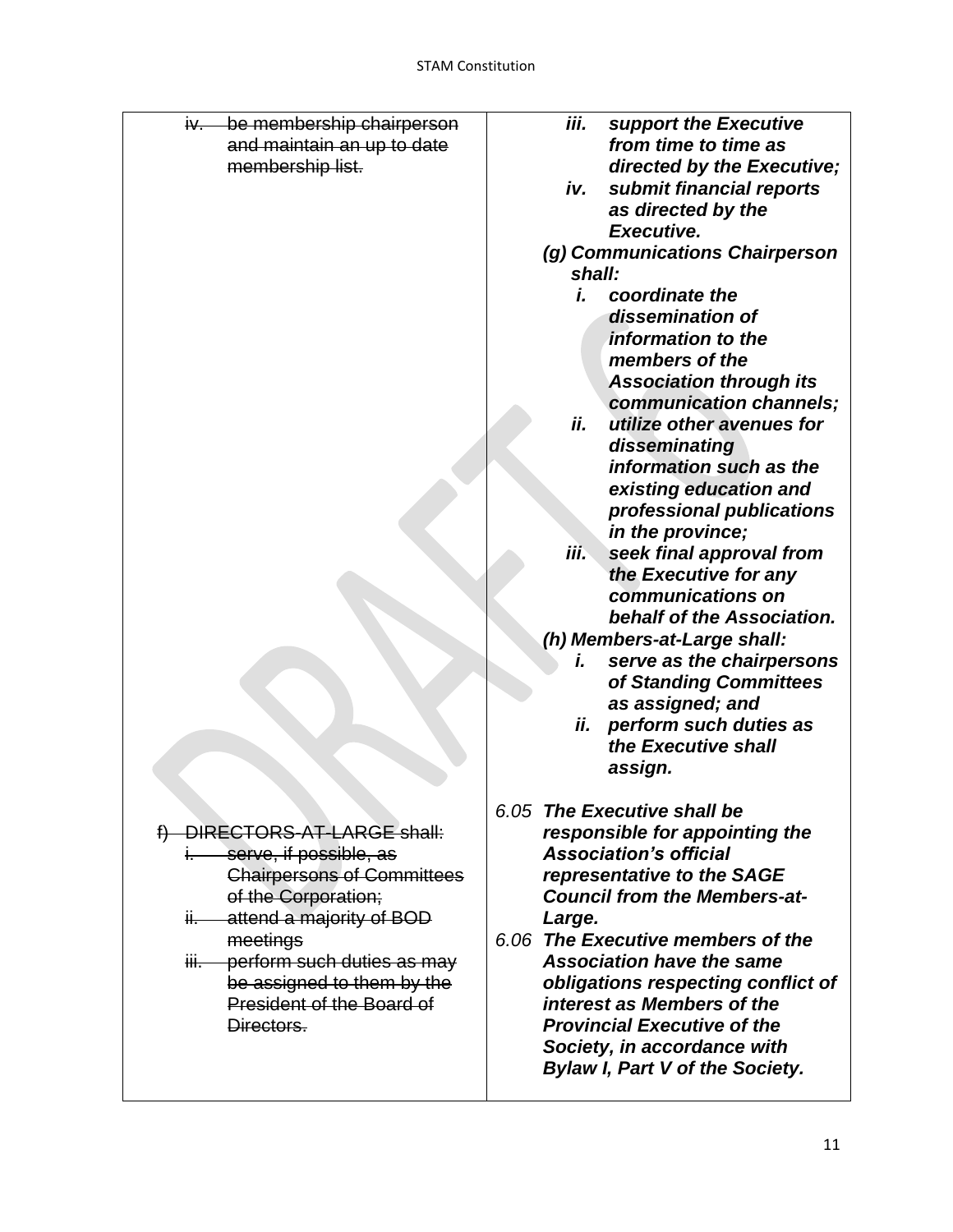| | |
|---|---|
| ~~iv. be membership chairperson and maintain an up to date membership list.~~<br><br><br><br><br><br><br><br><br><br><br><br><br><br><br><br><br><br><br><br><br><br><br><br><br><br><br><br><br><br><br>~~f) DIRECTORS-AT-LARGE shall:~~<br>~~i. serve, if possible, as Chairpersons of Committees of the Corporation;~~<br>~~ii. attend a majority of BOD meetings~~<br>~~iii. perform such duties as may be assigned to them by the President of the Board of Directors.~~ | ***iii. support the Executive from time to time as directed by the Executive;***<br>***iv. submit financial reports as directed by the Executive.***<br>***(g) Communications Chairperson shall:***<br>***i. coordinate the dissemination of information to the members of the Association through its communication channels;***<br>***ii. utilize other avenues for disseminating information such as the existing education and professional publications in the province;***<br>***iii. seek final approval from the Executive for any communications on behalf of the Association.***<br>***(h) Members-at-Large shall:***<br>***i. serve as the chairpersons of Standing Committees as assigned; and***<br>***ii. perform such duties as the Executive shall assign.***<br><br>*6.05* ***The Executive shall be responsible for appointing the Association's official representative to the SAGE Council from the Members-at-Large.***<br>*6.06* ***The Executive members of the Association have the same obligations respecting conflict of interest as Members of the Provincial Executive of the Society, in accordance with Bylaw I, Part V of the Society.*** |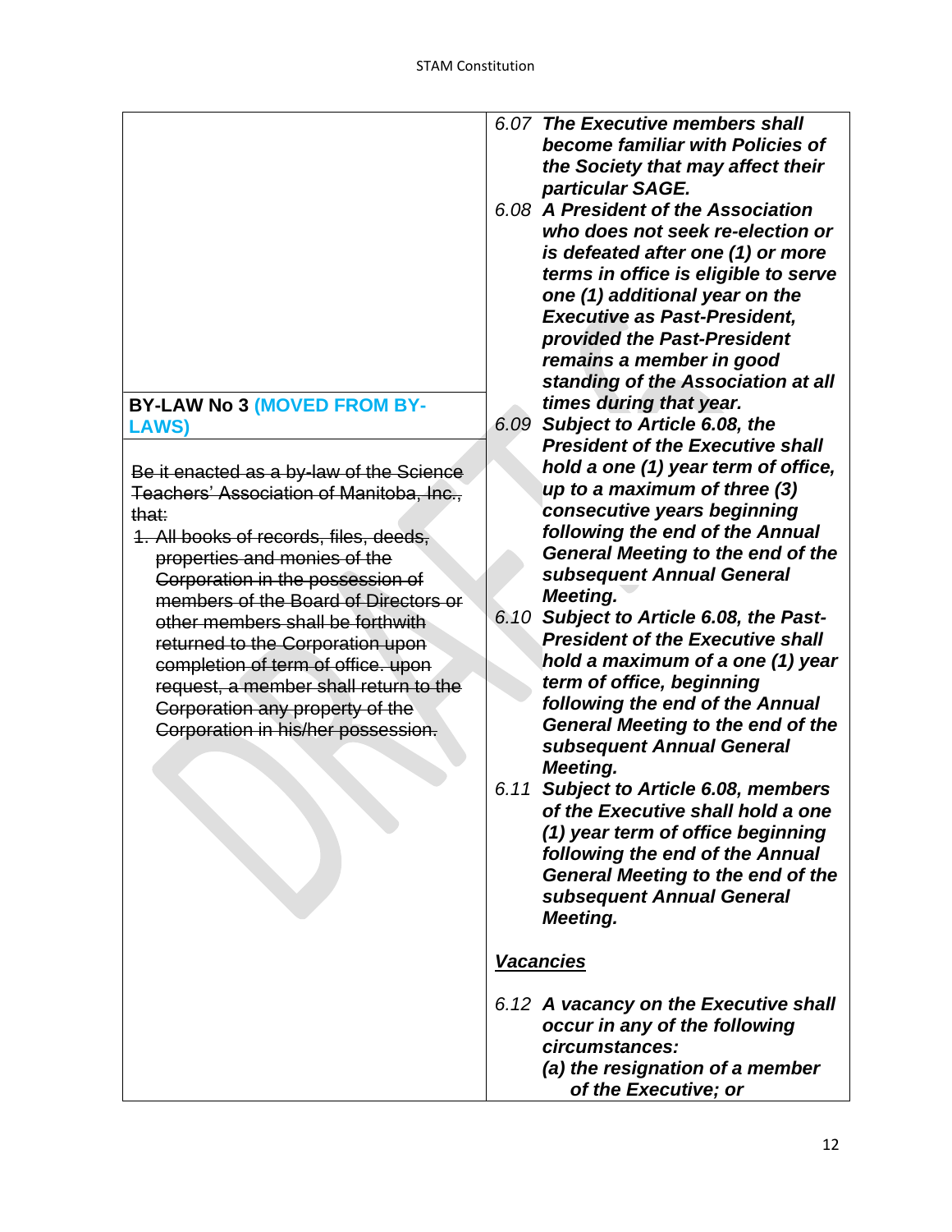| | |
|---|---|
| | *6.07 **The Executive members shall become familiar with Policies of the Society that may affect their particular SAGE.*** |
| | *6.08 **A President of the Association who does not seek re-election or is defeated after one (1) or more terms in office is eligible to serve one (1) additional year on the Executive as Past-President, provided the Past-President remains a member in good standing of the Association at all times during that year.*** |
| **BY-LAW No 3** **(MOVED FROM BY-LAWS)** | |
| ~~Be it enacted as a by-law of the Science Teachers' Association of Manitoba, Inc., that:~~<br>~~1. All books of records, files, deeds, properties and monies of the Corporation in the possession of members of the Board of Directors or other members shall be forthwith returned to the Corporation upon completion of term of office. upon request, a member shall return to the Corporation any property of the Corporation in his/her possession.~~ | *6.09 **Subject to Article 6.08, the President of the Executive shall hold a one (1) year term of office, up to a maximum of three (3) consecutive years beginning following the end of the Annual General Meeting to the end of the subsequent Annual General Meeting.***<br>*6.10 **Subject to Article 6.08, the Past-President of the Executive shall hold a maximum of a one (1) year term of office, beginning following the end of the Annual General Meeting to the end of the subsequent Annual General Meeting.***<br>*6.11 **Subject to Article 6.08, members of the Executive shall hold a one (1) year term of office beginning following the end of the Annual General Meeting to the end of the subsequent Annual General Meeting.***<br><br>***<u>Vacancies</u>***<br><br>*6.12 **A vacancy on the Executive shall occur in any of the following circumstances:***<br>***(a) the resignation of a member of the Executive; or*** |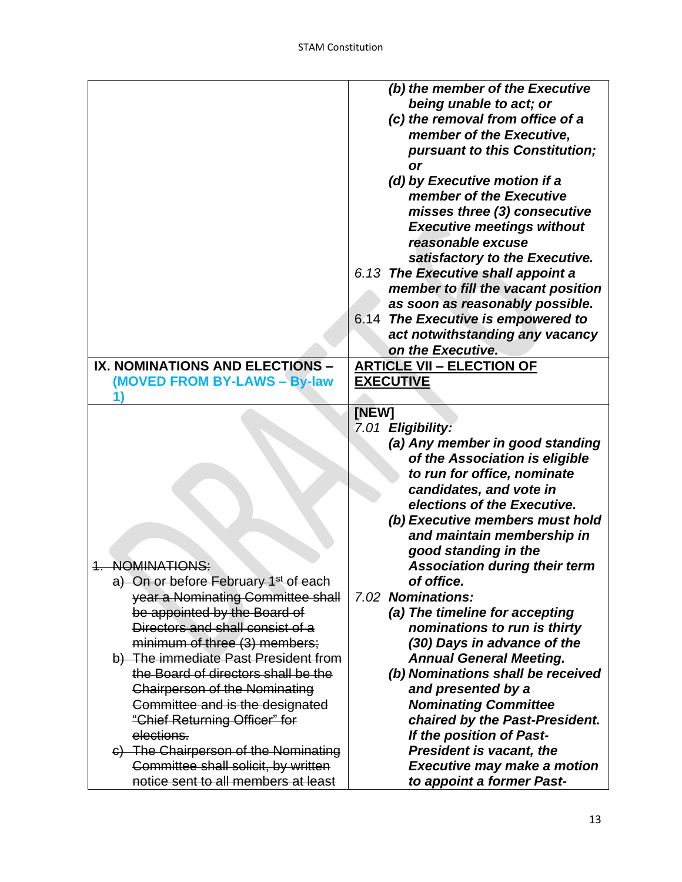| | *(b) the member of the Executive being unable to act; or*<br>*(c) the removal from office of a member of the Executive, pursuant to this Constitution; or*<br>*(d) by Executive motion if a member of the Executive misses three (3) consecutive Executive meetings without reasonable excuse satisfactory to the Executive.*<br>*6.13 The Executive shall appoint a member to fill the vacant position as soon as reasonably possible.*<br>6.14 *The Executive is empowered to act notwithstanding any vacancy on the Executive.* |
|---|---|
| **IX. NOMINATIONS AND ELECTIONS – (MOVED FROM BY-LAWS – By-law 1)** | **ARTICLE VII – ELECTION OF EXECUTIVE** |
| ~~1. NOMINATIONS:~~<br>~~a) On or before February 1st of each year a Nominating Committee shall be appointed by the Board of Directors and shall consist of a minimum of three (3) members;~~<br>~~b) The immediate Past President from the Board of directors shall be the Chairperson of the Nominating Committee and is the designated "Chief Returning Officer" for elections.~~<br>~~c) The Chairperson of the Nominating Committee shall solicit, by written notice sent to all members at least~~ | **[NEW]**<br>*7.01 Eligibility:*<br>*(a) Any member in good standing of the Association is eligible to run for office, nominate candidates, and vote in elections of the Executive.*<br>*(b) Executive members must hold and maintain membership in good standing in the Association during their term of office.*<br>*7.02 Nominations:*<br>*(a) The timeline for accepting nominations to run is thirty (30) Days in advance of the Annual General Meeting.*<br>*(b) Nominations shall be received and presented by a Nominating Committee chaired by the Past-President. If the position of Past-President is vacant, the Executive may make a motion to appoint a former Past-* |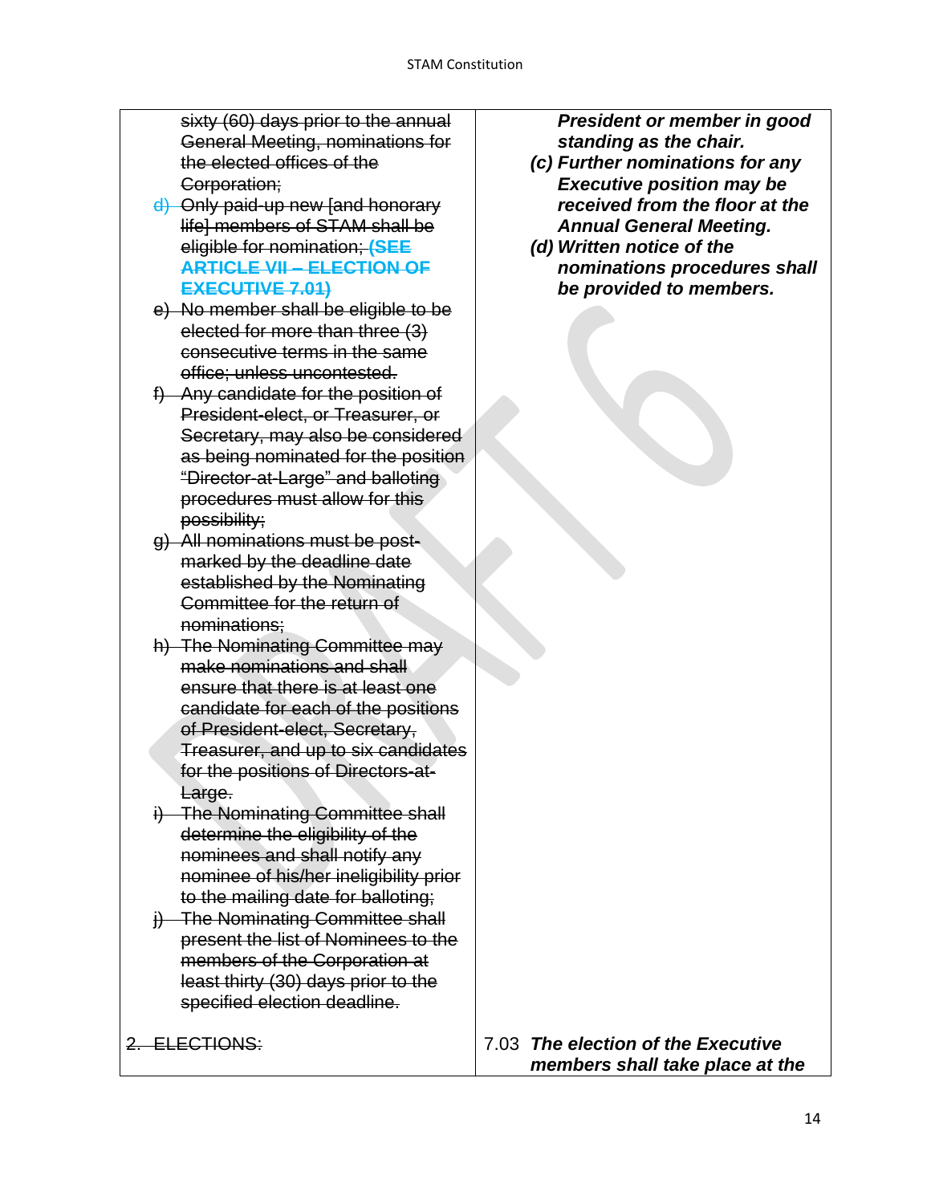| | |
|---|---|
| ~~sixty (60) days prior to the annual General Meeting, nominations for the elected offices of the Corporation;~~<br>~~d) Only paid-up new [and honorary life] members of STAM shall be eligible for nomination;~~ ~~**(SEE ARTICLE VII – ELECTION OF EXECUTIVE 7.01)**~~<br>~~e) No member shall be eligible to be elected for more than three (3) consecutive terms in the same office; unless uncontested.~~<br>~~f) Any candidate for the position of President-elect, or Treasurer, or Secretary, may also be considered as being nominated for the position "Director-at-Large" and balloting procedures must allow for this possibility;~~<br>~~g) All nominations must be post-marked by the deadline date established by the Nominating Committee for the return of nominations;~~<br>~~h) The Nominating Committee may make nominations and shall ensure that there is at least one candidate for each of the positions of President-elect, Secretary, Treasurer, and up to six candidates for the positions of Directors-at-Large.~~<br>~~i) The Nominating Committee shall determine the eligibility of the nominees and shall notify any nominee of his/her ineligibility prior to the mailing date for balloting;~~<br>~~j) The Nominating Committee shall present the list of Nominees to the members of the Corporation at least thirty (30) days prior to the specified election deadline.~~ | ***President or member in good standing as the chair.***<br>***(c) Further nominations for any Executive position may be received from the floor at the Annual General Meeting.***<br>***(d) Written notice of the nominations procedures shall be provided to members.*** |
| ~~2. ELECTIONS:~~ | 7.03 ***The election of the Executive members shall take place at the*** |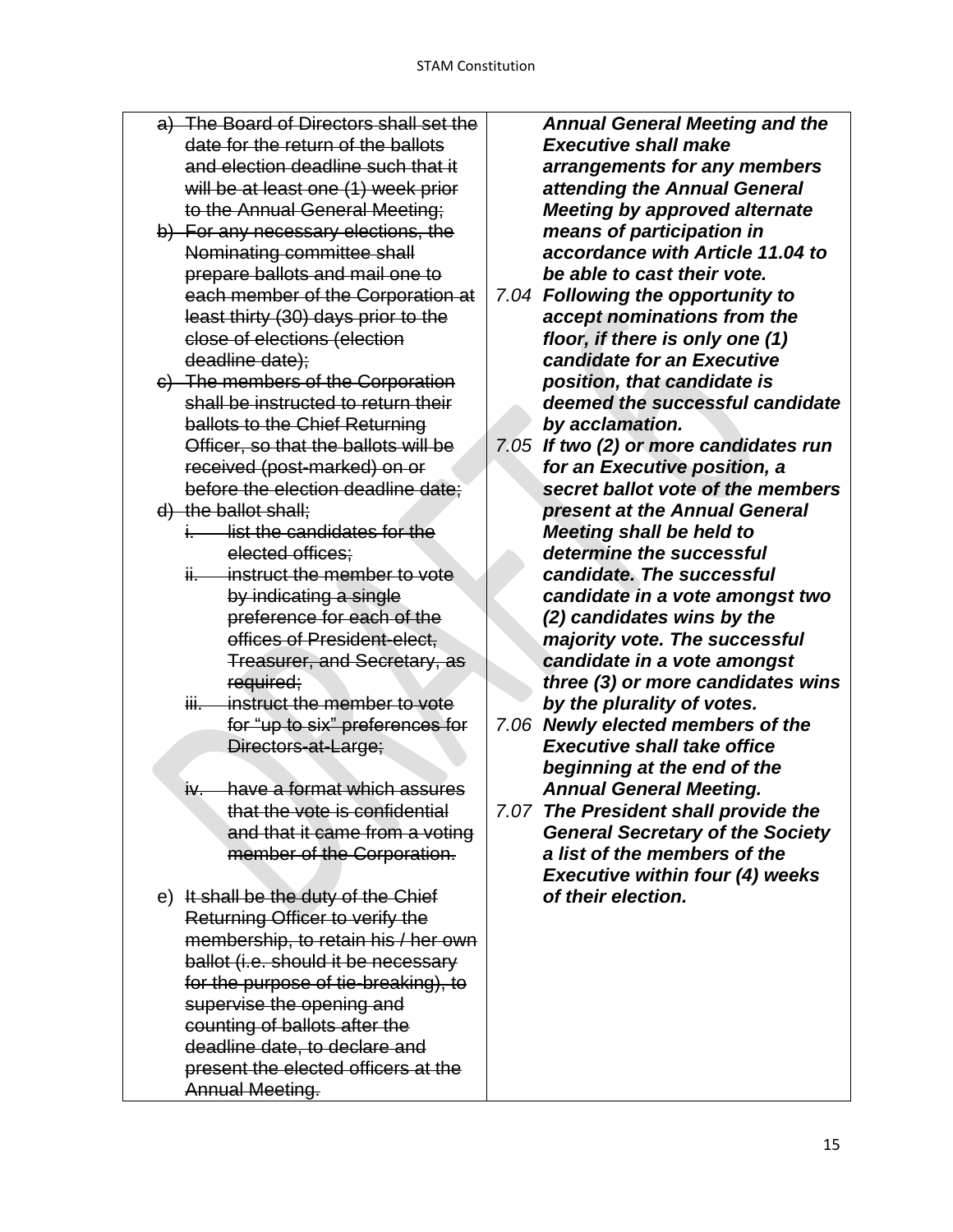| | |
|---|---|
| ~~a) The Board of Directors shall set the date for the return of the ballots and election deadline such that it will be at least one (1) week prior to the Annual General Meeting;~~<br>~~b) For any necessary elections, the Nominating committee shall prepare ballots and mail one to each member of the Corporation at least thirty (30) days prior to the close of elections (election deadline date);~~<br>~~c) The members of the Corporation shall be instructed to return their ballots to the Chief Returning Officer, so that the ballots will be received (post-marked) on or before the election deadline date;~~<br>~~d) the ballot shall;~~<br>~~i. list the candidates for the elected offices;~~<br>~~ii. instruct the member to vote by indicating a single preference for each of the offices of President-elect, Treasurer, and Secretary, as required;~~<br>~~iii. instruct the member to vote for "up to six" preferences for Directors-at-Large;~~<br>~~iv. have a format which assures that the vote is confidential and that it came from a voting member of the Corporation.~~<br>e) ~~It shall be the duty of the Chief Returning Officer to verify the membership, to retain his / her own ballot (i.e. should it be necessary for the purpose of tie-breaking), to supervise the opening and counting of ballots after the deadline date, to declare and present the elected officers at the Annual Meeting.~~ | ***Annual General Meeting and the Executive shall make arrangements for any members attending the Annual General Meeting by approved alternate means of participation in accordance with Article 11.04 to be able to cast their vote.***<br>*7.04* ***Following the opportunity to accept nominations from the floor, if there is only one (1) candidate for an Executive position, that candidate is deemed the successful candidate by acclamation.***<br>*7.05* ***If two (2) or more candidates run for an Executive position, a secret ballot vote of the members present at the Annual General Meeting shall be held to determine the successful candidate. The successful candidate in a vote amongst two (2) candidates wins by the majority vote. The successful candidate in a vote amongst three (3) or more candidates wins by the plurality of votes.***<br>*7.06* ***Newly elected members of the Executive shall take office beginning at the end of the Annual General Meeting.***<br>*7.07* ***The President shall provide the General Secretary of the Society a list of the members of the Executive within four (4) weeks of their election.*** |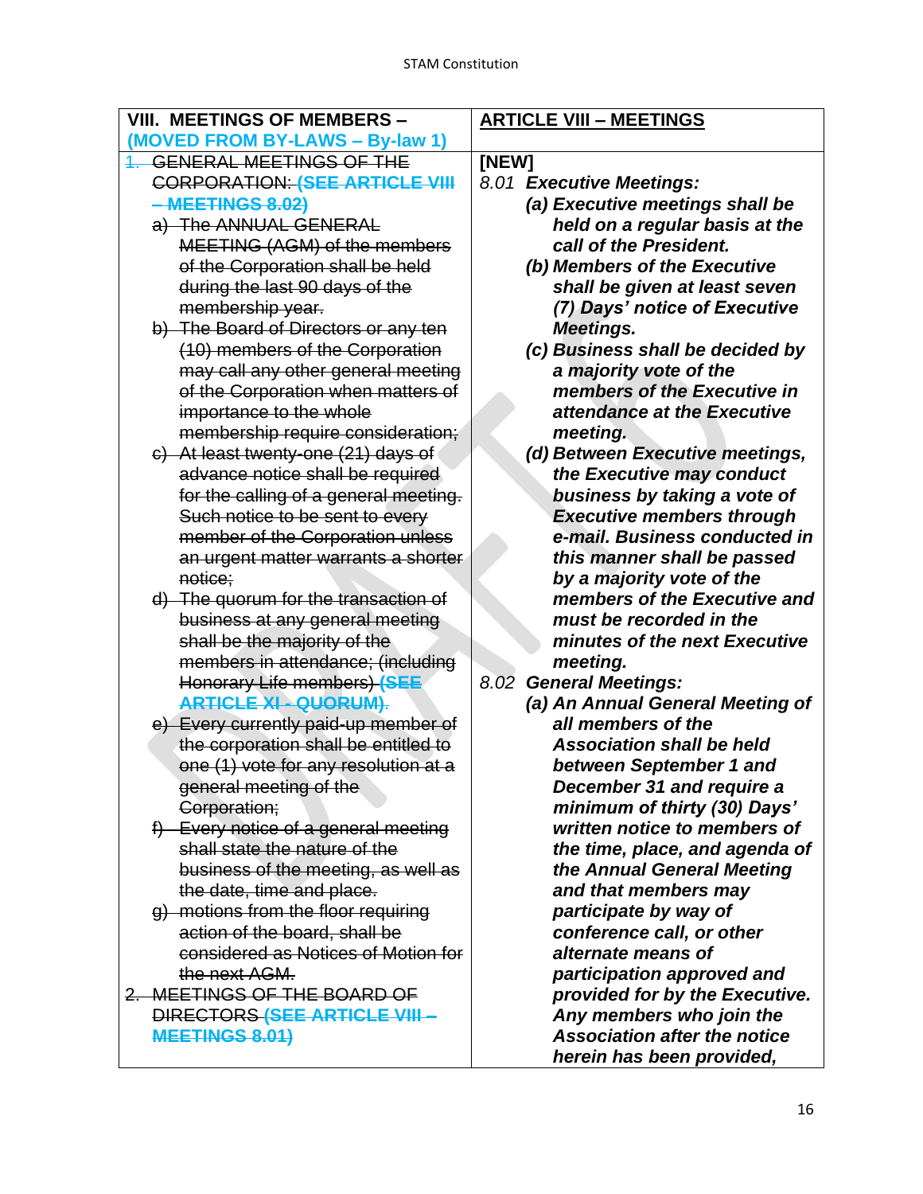| VIII. MEETINGS OF MEMBERS – (MOVED FROM BY-LAWS – By-law 1) | ARTICLE VIII – MEETINGS |
|---|---|
| ~~1. GENERAL MEETINGS OF THE CORPORATION:~~ ~~(SEE ARTICLE VIII – MEETINGS 8.02)~~<br>~~a) The ANNUAL GENERAL MEETING (AGM) of the members of the Corporation shall be held during the last 90 days of the membership year.~~<br>~~b) The Board of Directors or any ten (10) members of the Corporation may call any other general meeting of the Corporation when matters of importance to the whole membership require consideration;~~<br>~~c) At least twenty-one (21) days of advance notice shall be required for the calling of a general meeting. Such notice to be sent to every member of the Corporation unless an urgent matter warrants a shorter notice;~~<br>~~d) The quorum for the transaction of business at any general meeting shall be the majority of the members in attendance; (including Honorary Life members)~~ ~~(SEE ARTICLE XI - QUORUM).~~<br>~~e) Every currently paid-up member of the corporation shall be entitled to one (1) vote for any resolution at a general meeting of the Corporation;~~<br>~~f) Every notice of a general meeting shall state the nature of the business of the meeting, as well as the date, time and place.~~<br>~~g) motions from the floor requiring action of the board, shall be considered as Notices of Motion for the next AGM.~~<br>~~2. MEETINGS OF THE BOARD OF DIRECTORS~~ ~~(SEE ARTICLE VIII – MEETINGS 8.01)~~ | [NEW]<br>8.01 ***Executive Meetings:***<br>***(a) Executive meetings shall be held on a regular basis at the call of the President.***<br>***(b) Members of the Executive shall be given at least seven (7) Days' notice of Executive Meetings.***<br>***(c) Business shall be decided by a majority vote of the members of the Executive in attendance at the Executive meeting.***<br>***(d) Between Executive meetings, the Executive may conduct business by taking a vote of Executive members through e-mail. Business conducted in this manner shall be passed by a majority vote of the members of the Executive and must be recorded in the minutes of the next Executive meeting.***<br>8.02 ***General Meetings:***<br>***(a) An Annual General Meeting of all members of the Association shall be held between September 1 and December 31 and require a minimum of thirty (30) Days' written notice to members of the time, place, and agenda of the Annual General Meeting and that members may participate by way of conference call, or other alternate means of participation approved and provided for by the Executive. Any members who join the Association after the notice herein has been provided,*** |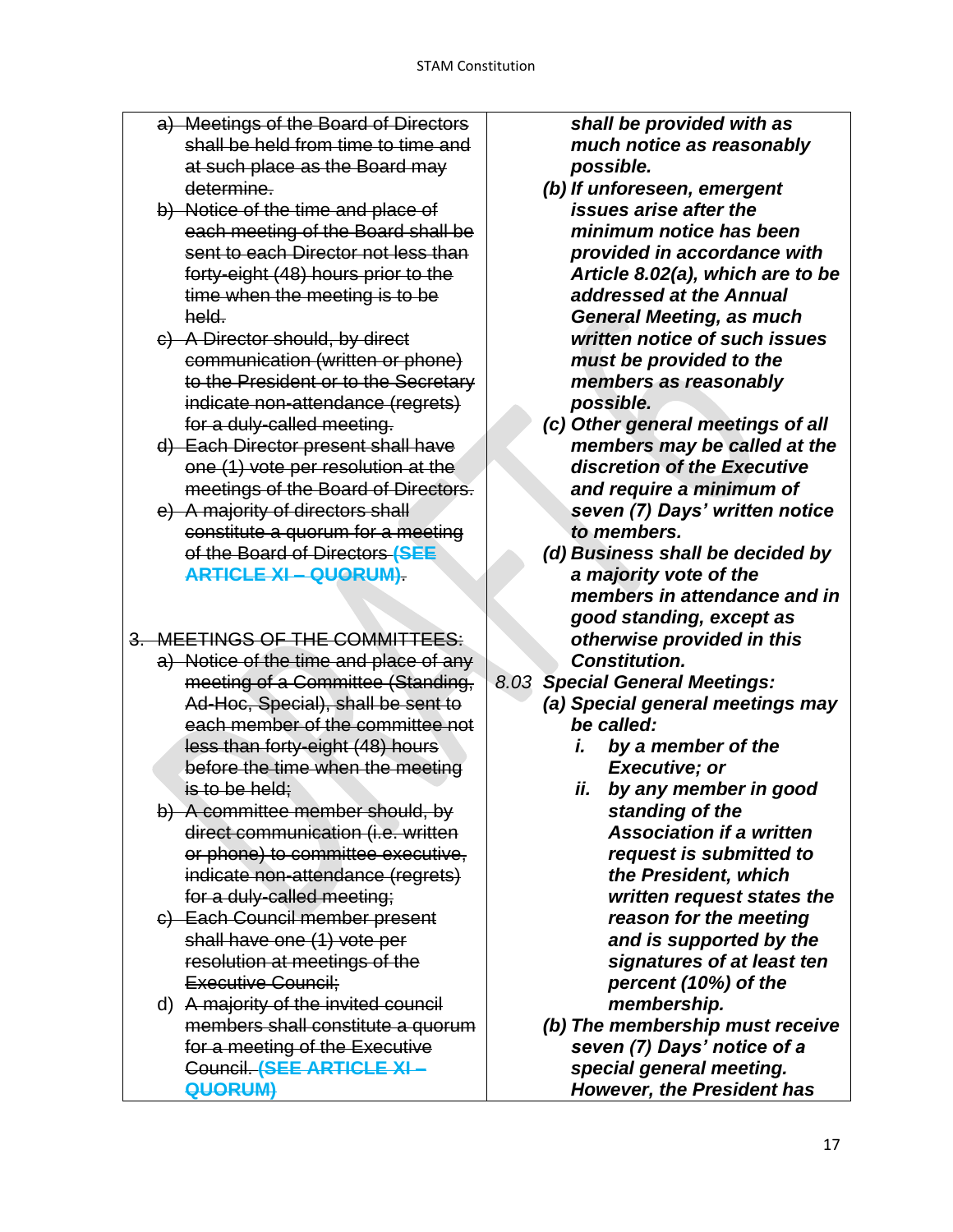| | |
|---|---|
| ~~a) Meetings of the Board of Directors shall be held from time to time and at such place as the Board may determine.~~<br>~~b) Notice of the time and place of each meeting of the Board shall be sent to each Director not less than forty-eight (48) hours prior to the time when the meeting is to be held.~~<br>~~c) A Director should, by direct communication (written or phone) to the President or to the Secretary indicate non-attendance (regrets) for a duly-called meeting.~~<br>~~d) Each Director present shall have one (1) vote per resolution at the meetings of the Board of Directors.~~<br>~~e) A majority of directors shall constitute a quorum for a meeting of the Board of Directors~~ ~~**(SEE ARTICLE XI – QUORUM)**~~.<br><br>~~3. MEETINGS OF THE COMMITTEES:~~<br>~~a) Notice of the time and place of any meeting of a Committee (Standing, Ad-Hoc, Special), shall be sent to each member of the committee not less than forty-eight (48) hours before the time when the meeting is to be held;~~<br>~~b) A committee member should, by direct communication (i.e. written or phone) to committee executive, indicate non-attendance (regrets) for a duly-called meeting;~~<br>~~c) Each Council member present shall have one (1) vote per resolution at meetings of the Executive Council;~~<br>d) ~~A majority of the invited council members shall constitute a quorum for a meeting of the Executive Council.~~ ~~**(SEE ARTICLE XI – QUORUM)**~~ | ***shall be provided with as much notice as reasonably possible.***<br>***(b) If unforeseen, emergent issues arise after the minimum notice has been provided in accordance with Article 8.02(a), which are to be addressed at the Annual General Meeting, as much written notice of such issues must be provided to the members as reasonably possible.***<br>***(c) Other general meetings of all members may be called at the discretion of the Executive and require a minimum of seven (7) Days' written notice to members.***<br>***(d) Business shall be decided by a majority vote of the members in attendance and in good standing, except as otherwise provided in this Constitution.***<br>*8.03* ***Special General Meetings:***<br>***(a) Special general meetings may be called:***<br>***i. by a member of the Executive; or***<br>***ii. by any member in good standing of the Association if a written request is submitted to the President, which written request states the reason for the meeting and is supported by the signatures of at least ten percent (10%) of the membership.***<br>***(b) The membership must receive seven (7) Days' notice of a special general meeting. However, the President has*** |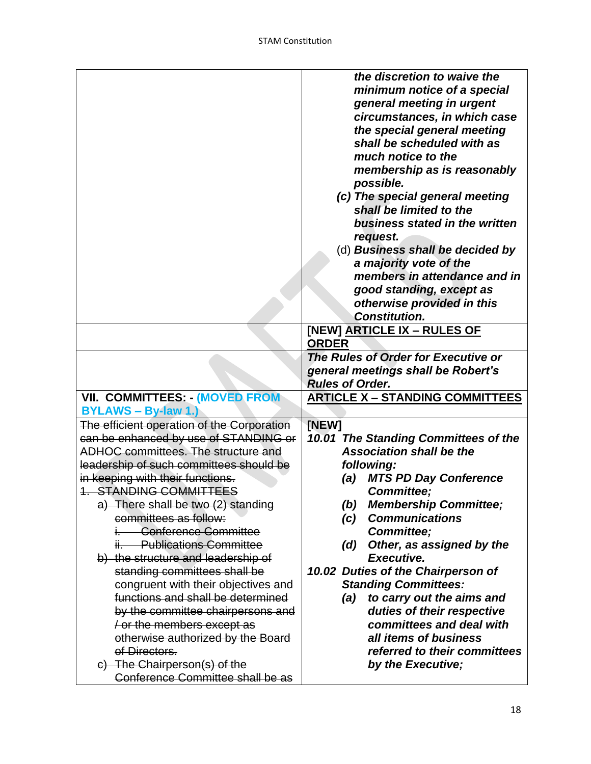| | |
|---|---|
| | ***the discretion to waive the minimum notice of a special general meeting in urgent circumstances, in which case the special general meeting shall be scheduled with as much notice to the membership as is reasonably possible.***<br>***(c) The special general meeting shall be limited to the business stated in the written request.***<br>(d) ***Business shall be decided by a majority vote of the members in attendance and in good standing, except as otherwise provided in this Constitution.*** |
| | **[NEW] <u>ARTICLE IX – RULES OF ORDER</u>** |
| | ***The Rules of Order for Executive or general meetings shall be Robert's Rules of Order.*** |
| **VII. COMMITTEES: - (MOVED FROM BYLAWS – By-law 1.)** | **<u>ARTICLE X – STANDING COMMITTEES</u>** |
| ~~The efficient operation of the Corporation can be enhanced by use of STANDING or ADHOC committees. The structure and leadership of such committees should be in keeping with their functions.~~<br>~~1. STANDING COMMITTEES~~<br>~~a) There shall be two (2) standing committees as follow:~~<br>~~i. Conference Committee~~<br>~~ii. Publications Committee~~<br>~~b) the structure and leadership of standing committees shall be congruent with their objectives and functions and shall be determined by the committee chairpersons and / or the members except as otherwise authorized by the Board of Directors.~~<br>~~c) The Chairperson(s) of the Conference Committee shall be as~~ | **[NEW]**<br>***10.01 The Standing Committees of the Association shall be the following:***<br>***(a) MTS PD Day Conference Committee;***<br>***(b) Membership Committee;***<br>***(c) Communications Committee;***<br>***(d) Other, as assigned by the Executive.***<br>***10.02 Duties of the Chairperson of Standing Committees:***<br>***(a) to carry out the aims and duties of their respective committees and deal with all items of business referred to their committees by the Executive;*** |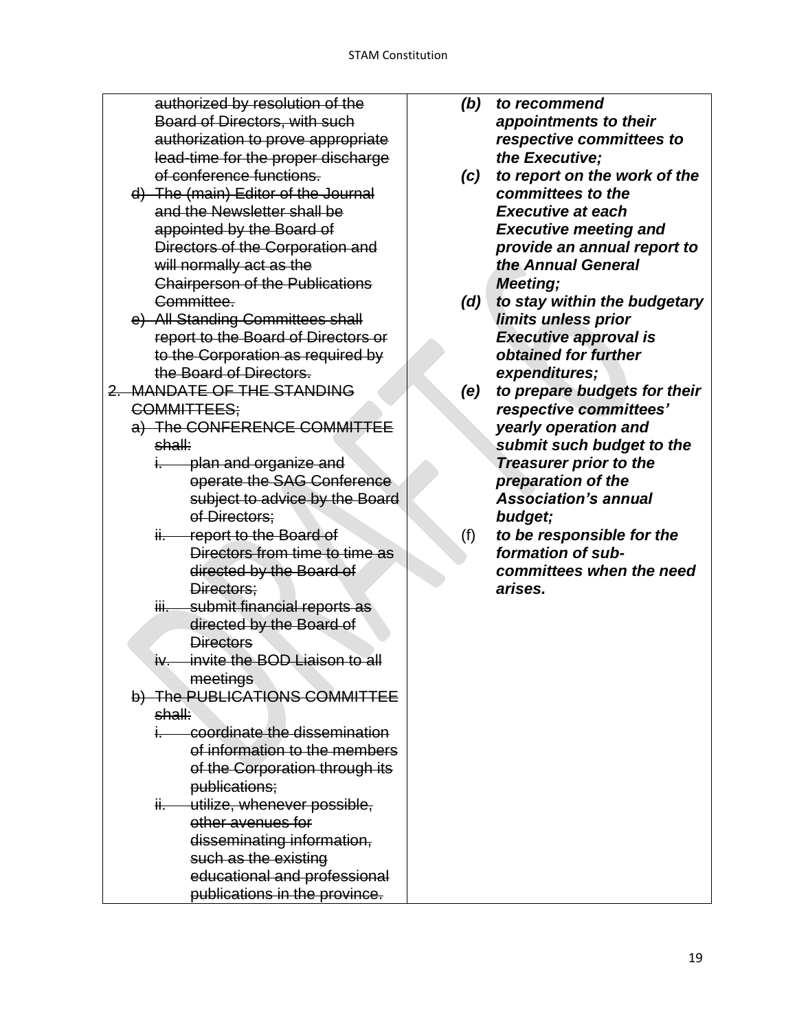| | |
|---|---|
| ~~authorized by resolution of the Board of Directors, with such authorization to prove appropriate lead-time for the proper discharge of conference functions.~~<br>~~d) The (main) Editor of the Journal and the Newsletter shall be appointed by the Board of Directors of the Corporation and will normally act as the Chairperson of the Publications Committee.~~<br>~~e) All Standing Committees shall report to the Board of Directors or to the Corporation as required by the Board of Directors.~~<br>~~2. MANDATE OF THE STANDING COMMITTEES;~~<br>~~a) The CONFERENCE COMMITTEE shall:~~<br>~~i. plan and organize and operate the SAG Conference subject to advice by the Board of Directors;~~<br>~~ii. report to the Board of Directors from time to time as directed by the Board of Directors;~~<br>~~iii. submit financial reports as directed by the Board of Directors~~<br>~~iv. invite the BOD Liaison to all meetings~~<br>~~b) The PUBLICATIONS COMMITTEE shall:~~<br>~~i. coordinate the dissemination of information to the members of the Corporation through its publications;~~<br>~~ii. utilize, whenever possible, other avenues for disseminating information, such as the existing educational and professional publications in the province.~~ | ***(b) to recommend appointments to their respective committees to the Executive;***<br>***(c) to report on the work of the committees to the Executive at each Executive meeting and provide an annual report to the Annual General Meeting;***<br>***(d) to stay within the budgetary limits unless prior Executive approval is obtained for further expenditures;***<br>***(e) to prepare budgets for their respective committees' yearly operation and submit such budget to the Treasurer prior to the preparation of the Association's annual budget;***<br>(f) ***to be responsible for the formation of sub-committees when the need arises.*** |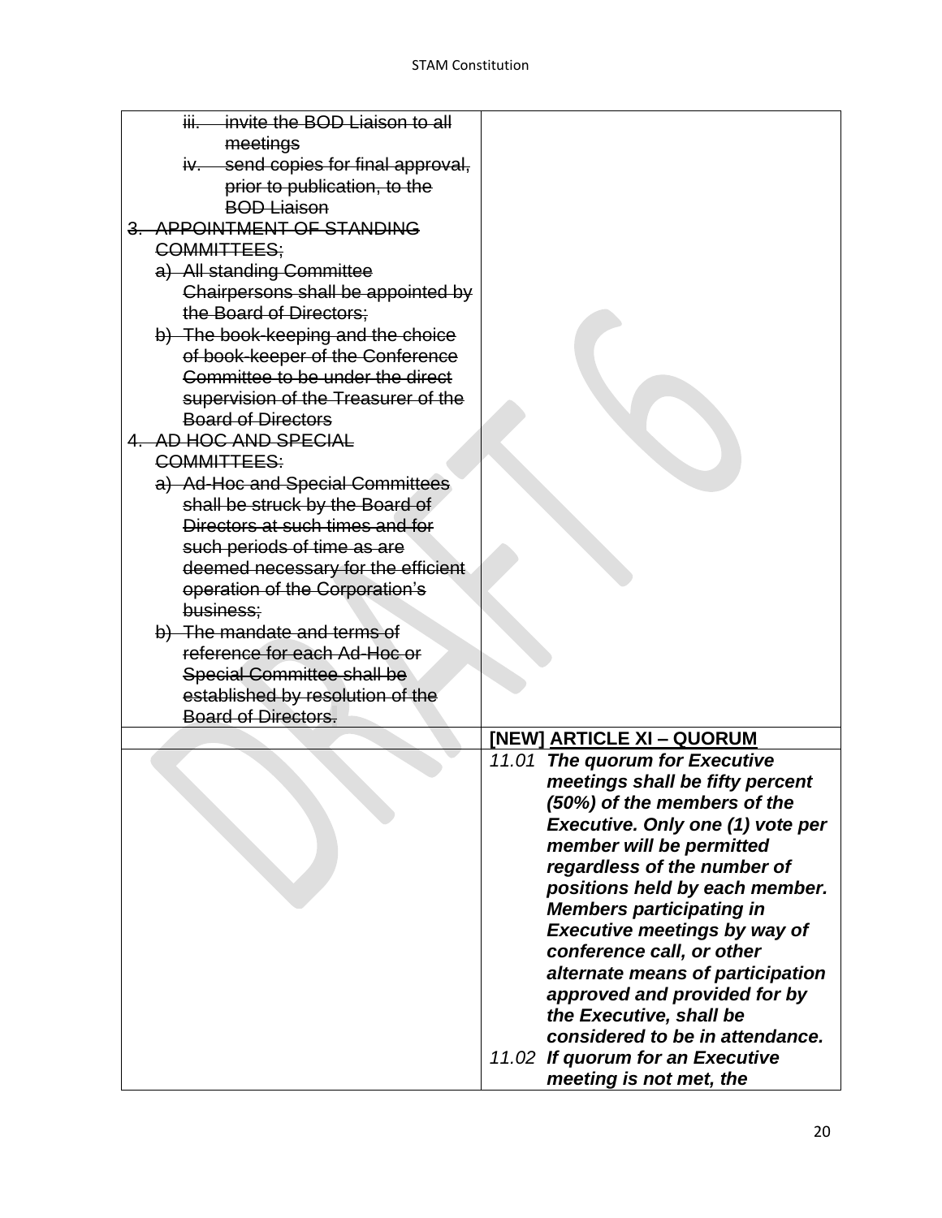| | |
|---|---|
| ~~iii. invite the BOD Liaison to all meetings~~<br>~~iv. send copies for final approval, prior to publication, to the BOD Liaison~~<br>~~3. APPOINTMENT OF STANDING COMMITTEES;~~<br>~~a) All standing Committee Chairpersons shall be appointed by the Board of Directors;~~<br>~~b) The book-keeping and the choice of book-keeper of the Conference Committee to be under the direct supervision of the Treasurer of the Board of Directors~~<br>~~4. AD HOC AND SPECIAL COMMITTEES:~~<br>~~a) Ad-Hoc and Special Committees shall be struck by the Board of Directors at such times and for such periods of time as are deemed necessary for the efficient operation of the Corporation's business;~~<br>~~b) The mandate and terms of reference for each Ad-Hoc or Special Committee shall be established by resolution of the Board of Directors.~~ | |
| | **[NEW] <u>ARTICLE XI – QUORUM</u>** |
| | *11.01* ***The quorum for Executive meetings shall be fifty percent (50%) of the members of the Executive. Only one (1) vote per member will be permitted regardless of the number of positions held by each member. Members participating in Executive meetings by way of conference call, or other alternate means of participation approved and provided for by the Executive, shall be considered to be in attendance.***<br>*11.02* ***If quorum for an Executive meeting is not met, the*** |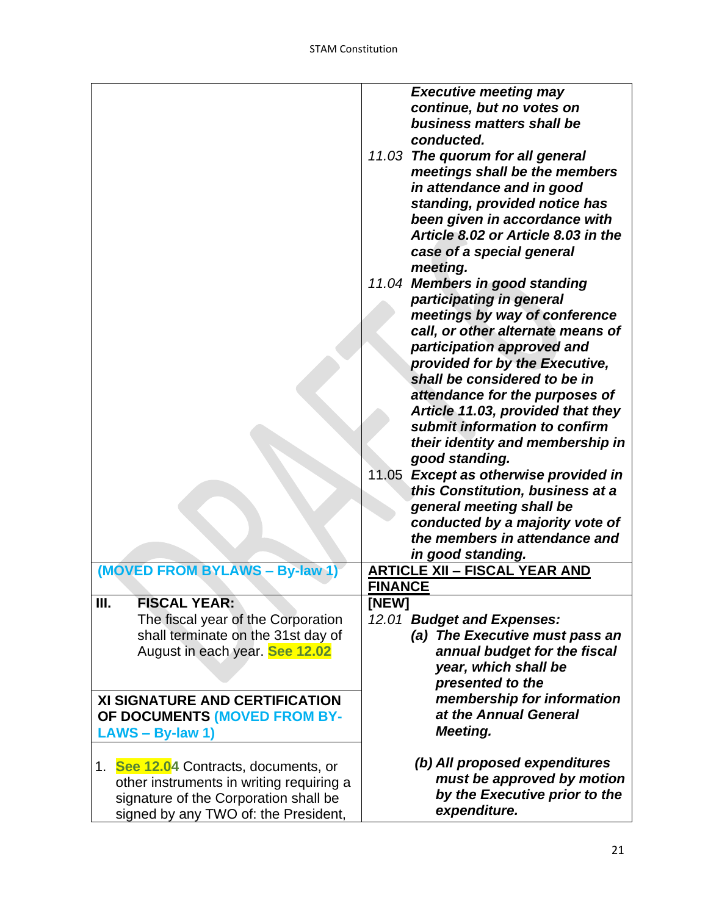| | |
|---|---|
| | ***Executive meeting may continue, but no votes on business matters shall be conducted.***<br>*11.03* ***The quorum for all general meetings shall be the members in attendance and in good standing, provided notice has been given in accordance with Article 8.02 or Article 8.03 in the case of a special general meeting.***<br>*11.04* ***Members in good standing participating in general meetings by way of conference call, or other alternate means of participation approved and provided for by the Executive, shall be considered to be in attendance for the purposes of Article 11.03, provided that they submit information to confirm their identity and membership in good standing.***<br>11.05 ***Except as otherwise provided in this Constitution, business at a general meeting shall be conducted by a majority vote of the members in attendance and in good standing.*** |
| **(MOVED FROM BYLAWS – By-law 1)** | **ARTICLE XII – FISCAL YEAR AND FINANCE** |
| **III. FISCAL YEAR:**<br>The fiscal year of the Corporation shall terminate on the 31st day of August in each year. **See 12.02**<br><br>**XI SIGNATURE AND CERTIFICATION OF DOCUMENTS (MOVED FROM BY-LAWS – By-law 1)**<br><br>1. **See 12.04** Contracts, documents, or other instruments in writing requiring a signature of the Corporation shall be signed by any TWO of: the President, | **[NEW]**<br>*12.01* ***Budget and Expenses:***<br>***(a) The Executive must pass an annual budget for the fiscal year, which shall be presented to the membership for information at the Annual General Meeting.***<br><br>***(b) All proposed expenditures must be approved by motion by the Executive prior to the expenditure.*** |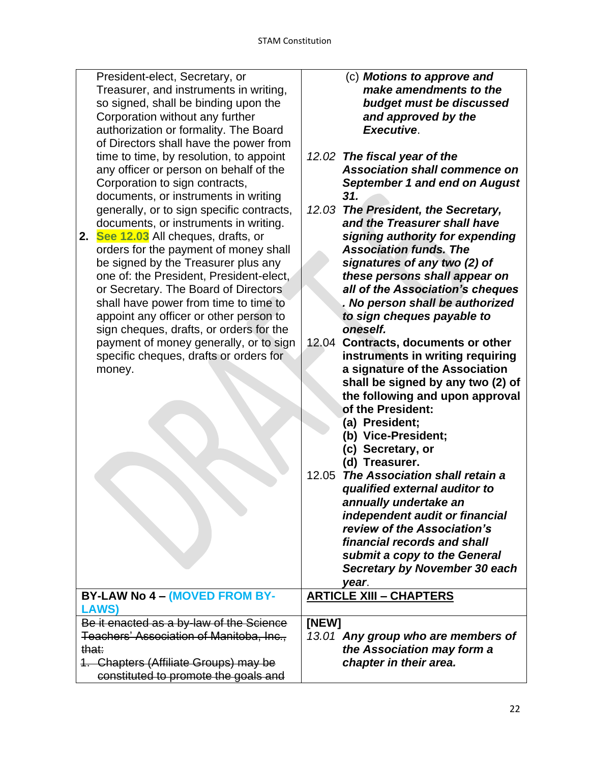| | |
|---|---|
| President-elect, Secretary, or Treasurer, and instruments in writing, so signed, shall be binding upon the Corporation without any further authorization or formality. The Board of Directors shall have the power from time to time, by resolution, to appoint any officer or person on behalf of the Corporation to sign contracts, documents, or instruments in writing generally, or to sign specific contracts, documents, or instruments in writing.<br>**2.** See 12.03 All cheques, drafts, or orders for the payment of money shall be signed by the Treasurer plus any one of: the President, President-elect, or Secretary. The Board of Directors shall have power from time to time to appoint any officer or other person to sign cheques, drafts, or orders for the payment of money generally, or to sign specific cheques, drafts or orders for money. | (c) ***Motions to approve and make amendments to the budget must be discussed and approved by the Executive***.<br>*12.02* ***The fiscal year of the Association shall commence on September 1 and end on August 31.***<br>*12.03* ***The President, the Secretary, and the Treasurer shall have signing authority for expending Association funds. The signatures of any two (2) of these persons shall appear on all of the Association's cheques . No person shall be authorized to sign cheques payable to oneself.***<br>12.04 **Contracts, documents or other instruments in writing requiring a signature of the Association shall be signed by any two (2) of the following and upon approval of the President:**<br>**(a) President;**<br>**(b) Vice-President;**<br>**(c) Secretary, or**<br>**(d) Treasurer.**<br>12.05 ***The Association shall retain a qualified external auditor to annually undertake an independent audit or financial review of the Association's financial records and shall submit a copy to the General Secretary by November 30 each year***. |
| **BY-LAW No 4 – (MOVED FROM BY-LAWS)** | **ARTICLE XIII – CHAPTERS** |
| ~~Be it enacted as a by-law of the Science Teachers' Association of Manitoba, Inc., that:~~<br>~~1. Chapters (Affiliate Groups) may be constituted to promote the goals and~~ | **[NEW]**<br>*13.01* ***Any group who are members of the Association may form a chapter in their area.*** |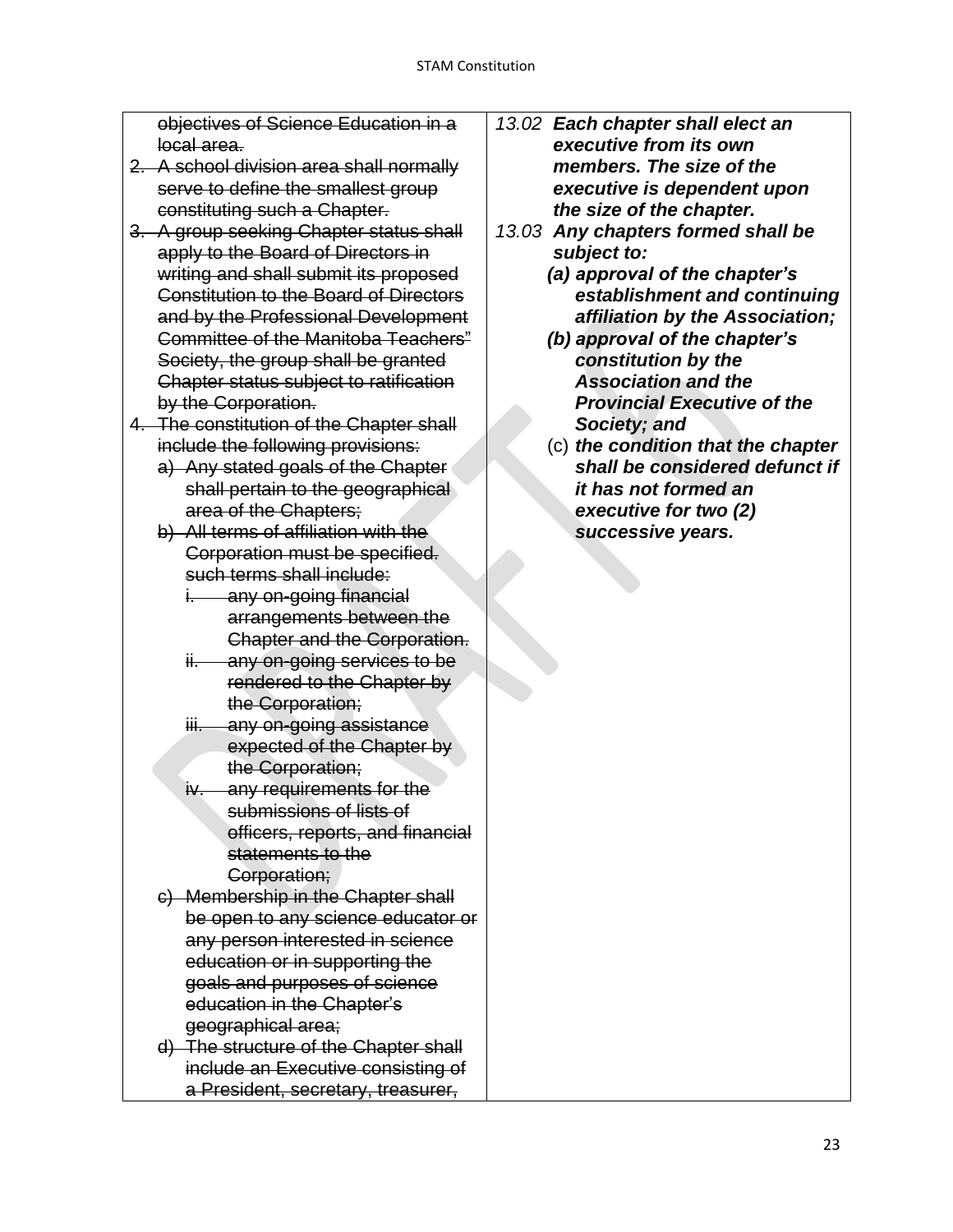| | |
|---|---|
| ~~objectives of Science Education in a local area.~~<br>~~2. A school division area shall normally serve to define the smallest group constituting such a Chapter.~~<br>~~3. A group seeking Chapter status shall apply to the Board of Directors in writing and shall submit its proposed Constitution to the Board of Directors and by the Professional Development Committee of the Manitoba Teachers" Society, the group shall be granted Chapter status subject to ratification by the Corporation.~~<br>~~4. The constitution of the Chapter shall include the following provisions:~~<br>~~a) Any stated goals of the Chapter shall pertain to the geographical area of the Chapters;~~<br>~~b) All terms of affiliation with the Corporation must be specified. such terms shall include:~~<br>~~i. any on-going financial arrangements between the Chapter and the Corporation.~~<br>~~ii. any on-going services to be rendered to the Chapter by the Corporation;~~<br>~~iii. any on-going assistance expected of the Chapter by the Corporation;~~<br>~~iv. any requirements for the submissions of lists of officers, reports, and financial statements to the Corporation;~~<br>~~c) Membership in the Chapter shall be open to any science educator or any person interested in science education or in supporting the goals and purposes of science education in the Chapter's geographical area;~~<br>~~d) The structure of the Chapter shall include an Executive consisting of a President, secretary, treasurer,~~ | *13.02* ***Each chapter shall elect an executive from its own members. The size of the executive is dependent upon the size of the chapter.***<br>*13.03* ***Any chapters formed shall be subject to:***<br>***(a) approval of the chapter's establishment and continuing affiliation by the Association;***<br>***(b) approval of the chapter's constitution by the Association and the Provincial Executive of the Society; and***<br>(c) ***the condition that the chapter shall be considered defunct if it has not formed an executive for two (2) successive years.*** |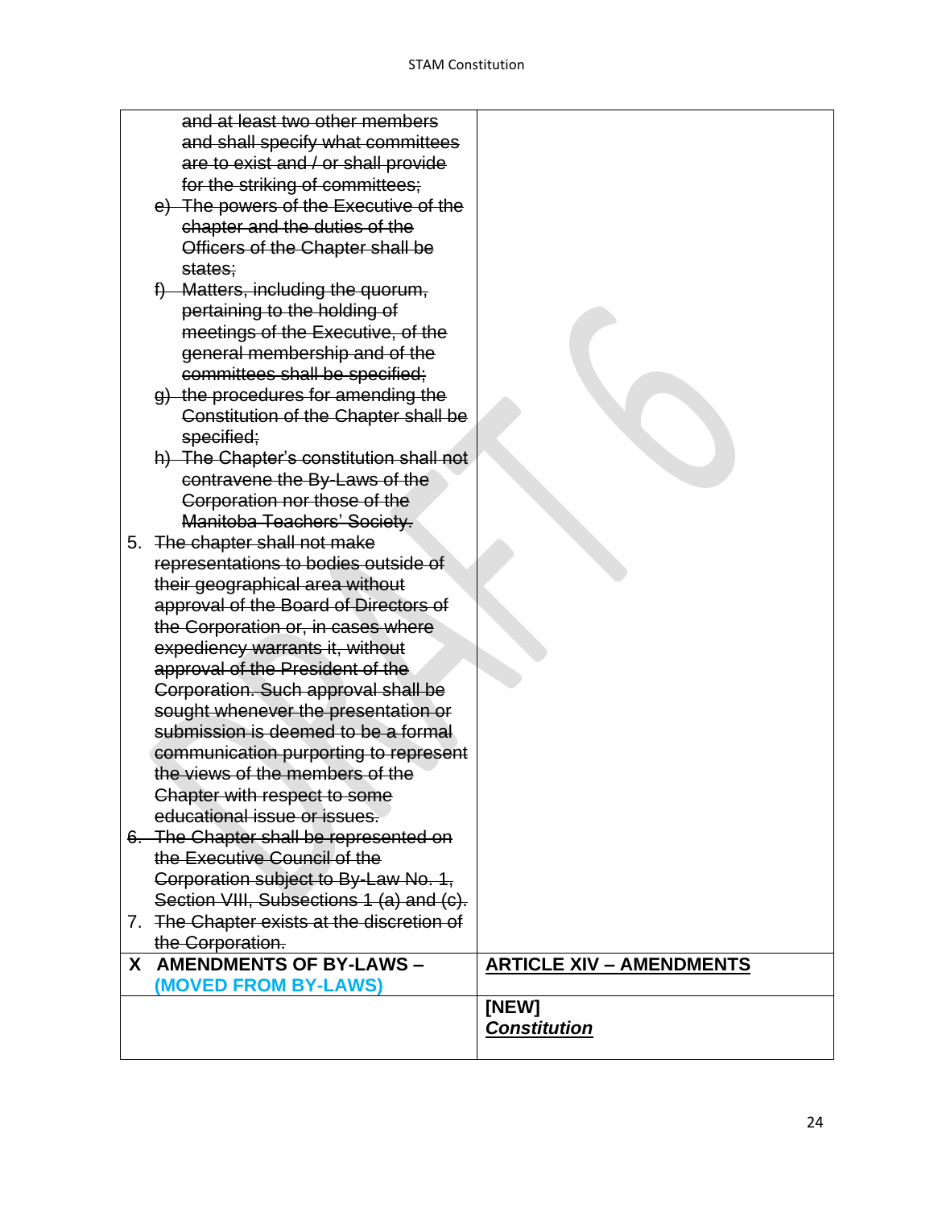| ~~and at least two other members and shall specify what committees are to exist and / or shall provide for the striking of committees;~~<br>~~e) The powers of the Executive of the chapter and the duties of the Officers of the Chapter shall be states;~~<br>~~f) Matters, including the quorum, pertaining to the holding of meetings of the Executive, of the general membership and of the committees shall be specified;~~<br>~~g) the procedures for amending the Constitution of the Chapter shall be specified;~~<br>~~h) The Chapter's constitution shall not contravene the By-Laws of the Corporation nor those of the Manitoba Teachers' Society.~~<br>5. ~~The chapter shall not make representations to bodies outside of their geographical area without approval of the Board of Directors of the Corporation or, in cases where expediency warrants it, without approval of the President of the Corporation. Such approval shall be sought whenever the presentation or submission is deemed to be a formal communication purporting to represent the views of the members of the Chapter with respect to some educational issue or issues.~~<br>~~6. The Chapter shall be represented on the Executive Council of the Corporation subject to By-Law No. 1, Section VIII, Subsections 1 (a) and (c).~~<br>7. ~~The Chapter exists at the discretion of the Corporation.~~ | |
|---|---|
| **X AMENDMENTS OF BY-LAWS – (MOVED FROM BY-LAWS)** | **ARTICLE XIV – AMENDMENTS** |
| | **[NEW]**<br>***Constitution*** |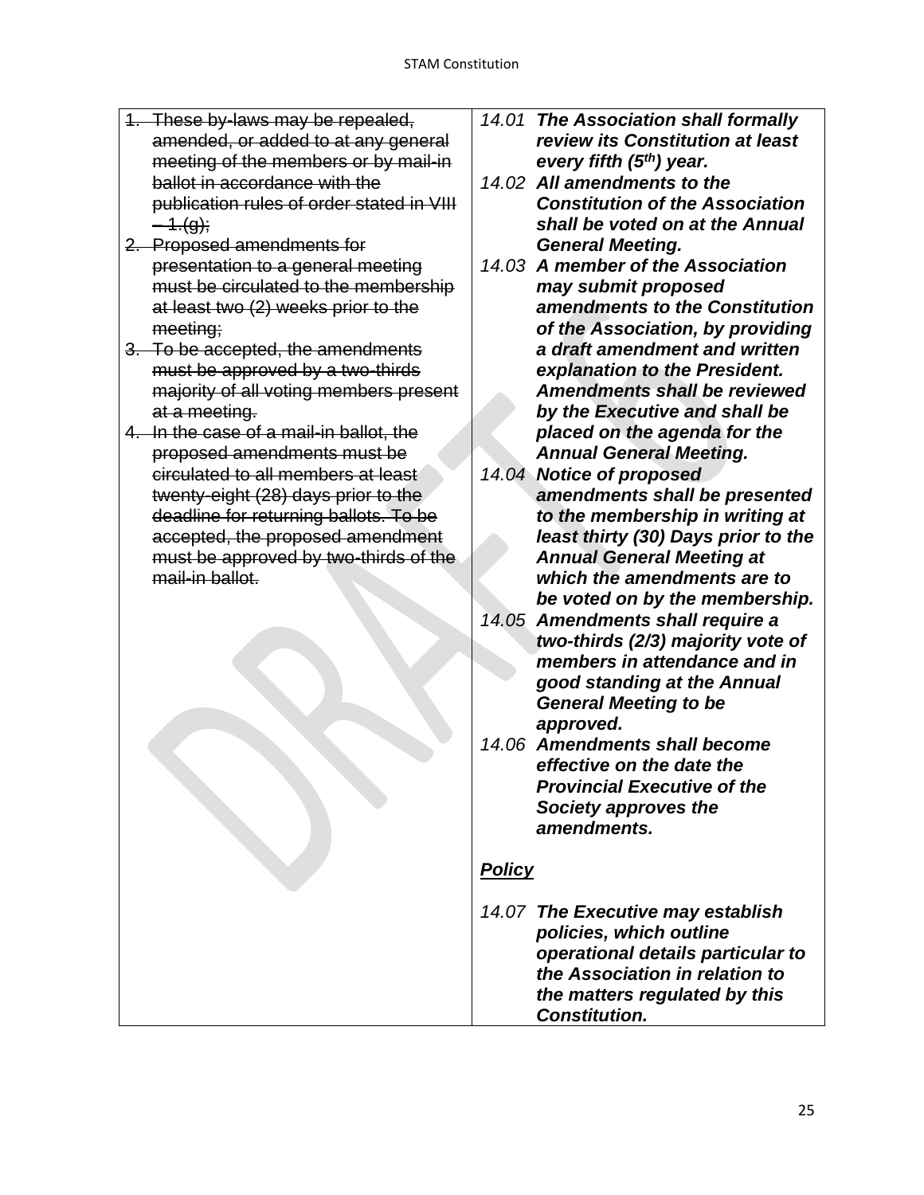| | |
|---|---|
| ~~1. These by-laws may be repealed, amended, or added to at any general meeting of the members or by mail-in ballot in accordance with the publication rules of order stated in VIII – 1.(g);~~<br>~~2. Proposed amendments for presentation to a general meeting must be circulated to the membership at least two (2) weeks prior to the meeting;~~<br>~~3. To be accepted, the amendments must be approved by a two-thirds majority of all voting members present at a meeting.~~<br>~~4. In the case of a mail-in ballot, the proposed amendments must be circulated to all members at least twenty-eight (28) days prior to the deadline for returning ballots. To be accepted, the proposed amendment must be approved by two-thirds of the mail-in ballot.~~ | *14.01* ***The Association shall formally review its Constitution at least every fifth (5th) year.***<br>*14.02* ***All amendments to the Constitution of the Association shall be voted on at the Annual General Meeting.***<br>*14.03* ***A member of the Association may submit proposed amendments to the Constitution of the Association, by providing a draft amendment and written explanation to the President. Amendments shall be reviewed by the Executive and shall be placed on the agenda for the Annual General Meeting.***<br>*14.04* ***Notice of proposed amendments shall be presented to the membership in writing at least thirty (30) Days prior to the Annual General Meeting at which the amendments are to be voted on by the membership.***<br>*14.05* ***Amendments shall require a two-thirds (2/3) majority vote of members in attendance and in good standing at the Annual General Meeting to be approved.***<br>*14.06* ***Amendments shall become effective on the date the Provincial Executive of the Society approves the amendments.***<br><br>***<u>Policy</u>***<br><br>*14.07* ***The Executive may establish policies, which outline operational details particular to the Association in relation to the matters regulated by this Constitution.*** |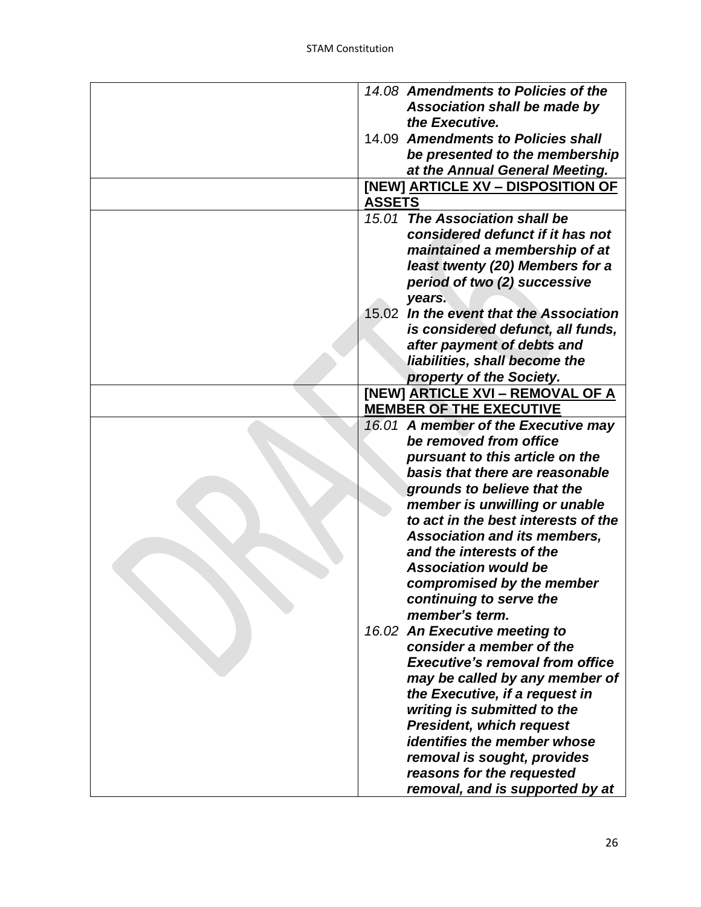| | |
|---|---|
| | *14.08* ***Amendments to Policies of the Association shall be made by the Executive.***<br>14.09 ***Amendments to Policies shall be presented to the membership at the Annual General Meeting.*** |
| | **[NEW] <u>ARTICLE XV – DISPOSITION OF ASSETS</u>** |
| | *15.01* ***The Association shall be considered defunct if it has not maintained a membership of at least twenty (20) Members for a period of two (2) successive years.***<br>15.02 ***In the event that the Association is considered defunct, all funds, after payment of debts and liabilities, shall become the property of the Society.*** |
| | **[NEW] <u>ARTICLE XVI – REMOVAL OF A MEMBER OF THE EXECUTIVE</u>** |
| | *16.01* ***A member of the Executive may be removed from office pursuant to this article on the basis that there are reasonable grounds to believe that the member is unwilling or unable to act in the best interests of the Association and its members, and the interests of the Association would be compromised by the member continuing to serve the member's term.***<br>*16.02* ***An Executive meeting to consider a member of the Executive's removal from office may be called by any member of the Executive, if a request in writing is submitted to the President, which request identifies the member whose removal is sought, provides reasons for the requested removal, and is supported by at*** |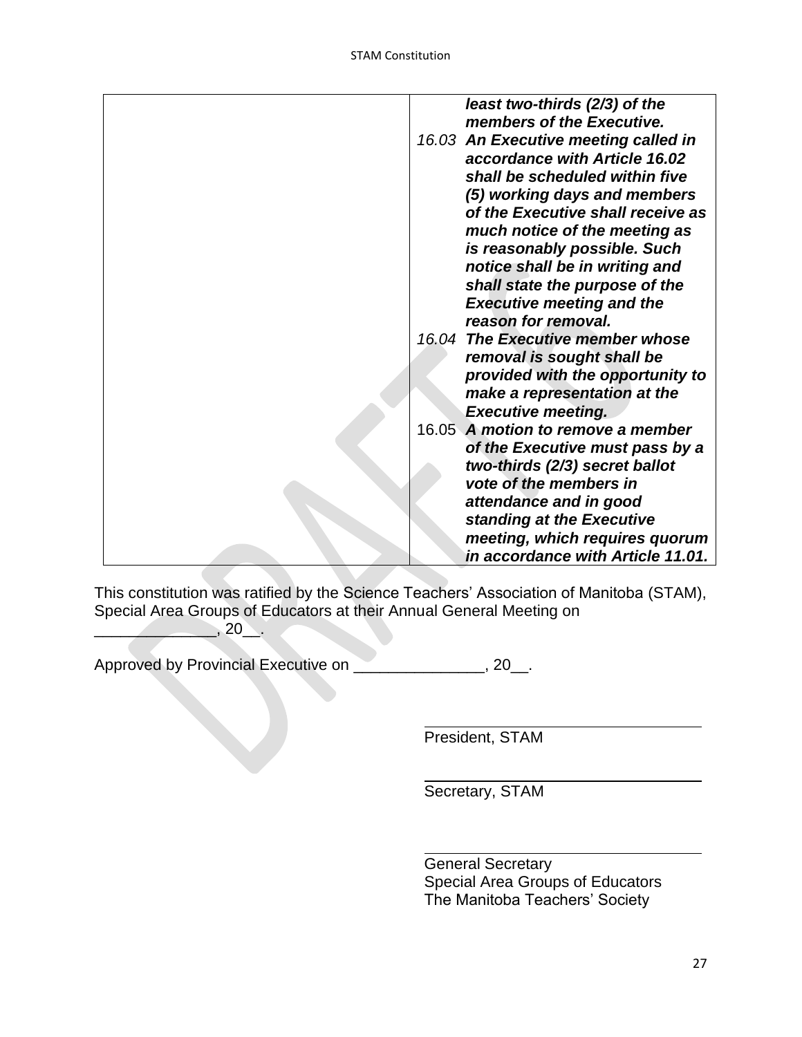| | |
|---|---|
| | ***least two-thirds (2/3) of the members of the Executive.***<br>*16.03* ***An Executive meeting called in accordance with Article 16.02 shall be scheduled within five (5) working days and members of the Executive shall receive as much notice of the meeting as is reasonably possible. Such notice shall be in writing and shall state the purpose of the Executive meeting and the reason for removal.***<br>*16.04* ***The Executive member whose removal is sought shall be provided with the opportunity to make a representation at the Executive meeting.***<br>16.05 ***A motion to remove a member of the Executive must pass by a two-thirds (2/3) secret ballot vote of the members in attendance and in good standing at the Executive meeting, which requires quorum in accordance with Article 11.01.*** |

This constitution was ratified by the Science Teachers' Association of Manitoba (STAM), Special Area Groups of Educators at their Annual General Meeting on _______________, 20__.

Approved by Provincial Executive on _______________, 20__.

_________________________________
President, STAM

_________________________________
Secretary, STAM

_________________________________
General Secretary
Special Area Groups of Educators
The Manitoba Teachers' Society